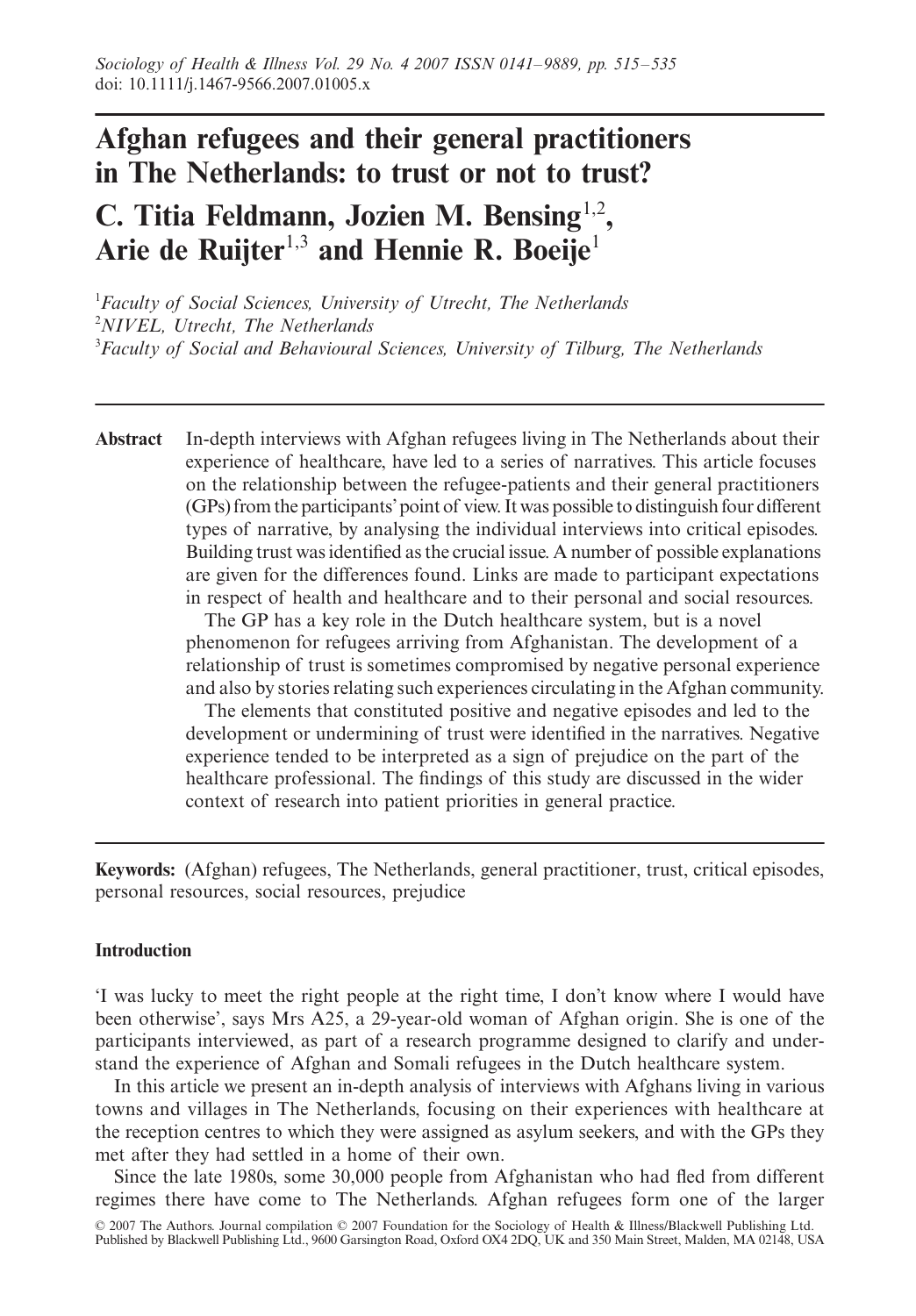# Afghan refugees and their general practitioners in The Netherlands: to trust or not to trust?

## C. Titia Feldmann, Jozien M. Bensing[1,2], Arie de Ruijter[1,3] and Hennie R. Boeije[1]

[1] *Faculty of Social Sciences, University of Utrecht, The Netherlands*
[2] *NIVEL, Utrecht, The Netherlands*
[3] *Faculty of Social and Behavioural Sciences, University of Tilburg, The Netherlands*

**Abstract** In-depth interviews with Afghan refugees living in The Netherlands about their experience of healthcare, have led to a series of narratives. This article focuses on the relationship between the refugee-patients and their general practitioners (GPs) from the participants' point of view. It was possible to distinguish four different types of narrative, by analysing the individual interviews into critical episodes. Building trust was identified as the crucial issue. A number of possible explanations are given for the differences found. Links are made to participant expectations in respect of health and healthcare and to their personal and social resources.

The GP has a key role in the Dutch healthcare system, but is a novel phenomenon for refugees arriving from Afghanistan. The development of a relationship of trust is sometimes compromised by negative personal experience and also by stories relating such experiences circulating in the Afghan community.

The elements that constituted positive and negative episodes and led to the development or undermining of trust were identified in the narratives. Negative experience tended to be interpreted as a sign of prejudice on the part of the healthcare professional. The findings of this study are discussed in the wider context of research into patient priorities in general practice.

**Keywords:** (Afghan) refugees, The Netherlands, general practitioner, trust, critical episodes, personal resources, social resources, prejudice

### Introduction

'I was lucky to meet the right people at the right time, I don't know where I would have been otherwise', says Mrs A25, a 29-year-old woman of Afghan origin. She is one of the participants interviewed, as part of a research programme designed to clarify and understand the experience of Afghan and Somali refugees in the Dutch healthcare system.

In this article we present an in-depth analysis of interviews with Afghans living in various towns and villages in The Netherlands, focusing on their experiences with healthcare at the reception centres to which they were assigned as asylum seekers, and with the GPs they met after they had settled in a home of their own.

Since the late 1980s, some 30,000 people from Afghanistan who had fled from different regimes there have come to The Netherlands. Afghan refugees form one of the larger

© 2007 The Authors. Journal compilation © 2007 Foundation for the Sociology of Health & Illness/Blackwell Publishing Ltd. Published by Blackwell Publishing Ltd., 9600 Garsington Road, Oxford OX4 2DQ, UK and 350 Main Street, Malden, MA 02148, USA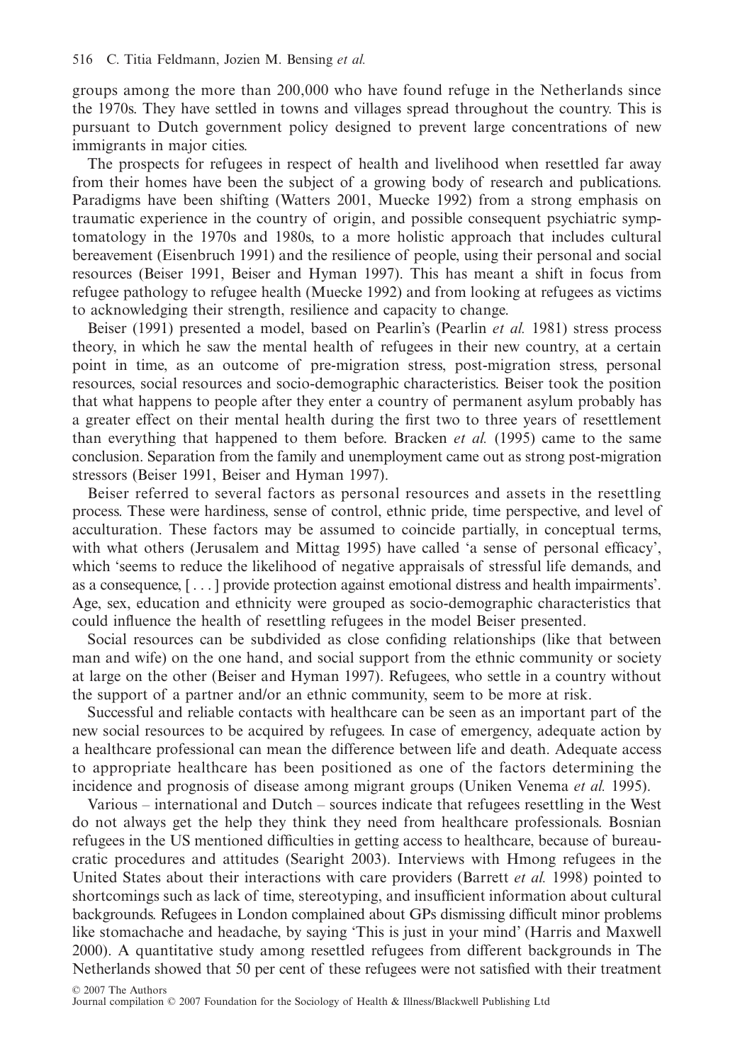groups among the more than 200,000 who have found refuge in the Netherlands since the 1970s. They have settled in towns and villages spread throughout the country. This is pursuant to Dutch government policy designed to prevent large concentrations of new immigrants in major cities.

The prospects for refugees in respect of health and livelihood when resettled far away from their homes have been the subject of a growing body of research and publications. Paradigms have been shifting (Watters 2001, Muecke 1992) from a strong emphasis on traumatic experience in the country of origin, and possible consequent psychiatric symptomatology in the 1970s and 1980s, to a more holistic approach that includes cultural bereavement (Eisenbruch 1991) and the resilience of people, using their personal and social resources (Beiser 1991, Beiser and Hyman 1997). This has meant a shift in focus from refugee pathology to refugee health (Muecke 1992) and from looking at refugees as victims to acknowledging their strength, resilience and capacity to change.

Beiser (1991) presented a model, based on Pearlin's (Pearlin *et al.* 1981) stress process theory, in which he saw the mental health of refugees in their new country, at a certain point in time, as an outcome of pre-migration stress, post-migration stress, personal resources, social resources and socio-demographic characteristics. Beiser took the position that what happens to people after they enter a country of permanent asylum probably has a greater effect on their mental health during the first two to three years of resettlement than everything that happened to them before. Bracken *et al.* (1995) came to the same conclusion. Separation from the family and unemployment came out as strong post-migration stressors (Beiser 1991, Beiser and Hyman 1997).

Beiser referred to several factors as personal resources and assets in the resettling process. These were hardiness, sense of control, ethnic pride, time perspective, and level of acculturation. These factors may be assumed to coincide partially, in conceptual terms, with what others (Jerusalem and Mittag 1995) have called 'a sense of personal efficacy', which 'seems to reduce the likelihood of negative appraisals of stressful life demands, and as a consequence, [ . . . ] provide protection against emotional distress and health impairments'. Age, sex, education and ethnicity were grouped as socio-demographic characteristics that could influence the health of resettling refugees in the model Beiser presented.

Social resources can be subdivided as close confiding relationships (like that between man and wife) on the one hand, and social support from the ethnic community or society at large on the other (Beiser and Hyman 1997). Refugees, who settle in a country without the support of a partner and/or an ethnic community, seem to be more at risk.

Successful and reliable contacts with healthcare can be seen as an important part of the new social resources to be acquired by refugees. In case of emergency, adequate action by a healthcare professional can mean the difference between life and death. Adequate access to appropriate healthcare has been positioned as one of the factors determining the incidence and prognosis of disease among migrant groups (Uniken Venema *et al.* 1995).

Various – international and Dutch – sources indicate that refugees resettling in the West do not always get the help they think they need from healthcare professionals. Bosnian refugees in the US mentioned difficulties in getting access to healthcare, because of bureaucratic procedures and attitudes (Searight 2003). Interviews with Hmong refugees in the United States about their interactions with care providers (Barrett *et al.* 1998) pointed to shortcomings such as lack of time, stereotyping, and insufficient information about cultural backgrounds. Refugees in London complained about GPs dismissing difficult minor problems like stomachache and headache, by saying 'This is just in your mind' (Harris and Maxwell 2000). A quantitative study among resettled refugees from different backgrounds in The Netherlands showed that 50 per cent of these refugees were not satisfied with their treatment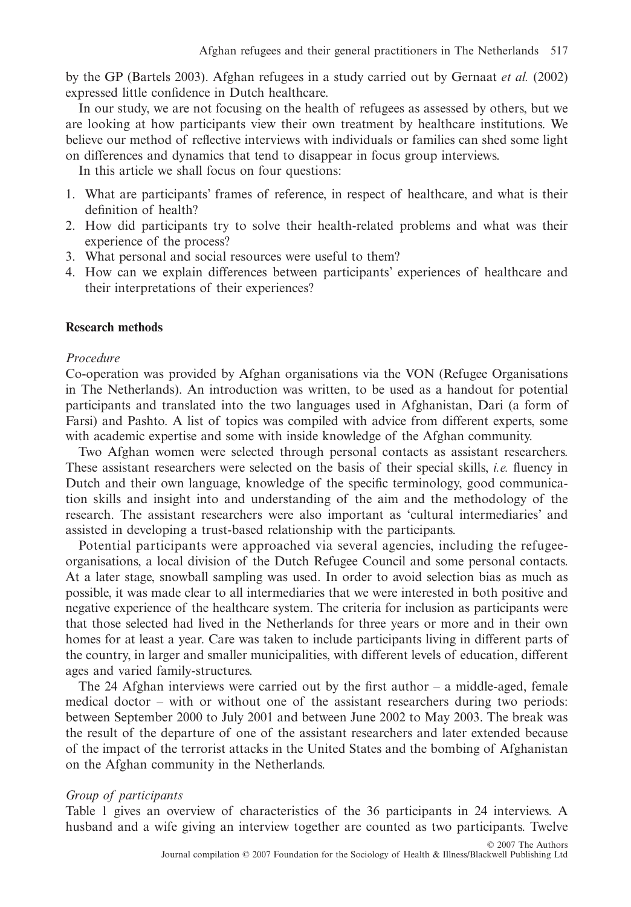by the GP (Bartels 2003). Afghan refugees in a study carried out by Gernaat *et al.* (2002) expressed little confidence in Dutch healthcare.

In our study, we are not focusing on the health of refugees as assessed by others, but we are looking at how participants view their own treatment by healthcare institutions. We believe our method of reflective interviews with individuals or families can shed some light on differences and dynamics that tend to disappear in focus group interviews.

In this article we shall focus on four questions:

1. What are participants' frames of reference, in respect of healthcare, and what is their definition of health?
2. How did participants try to solve their health-related problems and what was their experience of the process?
3. What personal and social resources were useful to them?
4. How can we explain differences between participants' experiences of healthcare and their interpretations of their experiences?

## Research methods

### *Procedure*

Co-operation was provided by Afghan organisations via the VON (Refugee Organisations in The Netherlands). An introduction was written, to be used as a handout for potential participants and translated into the two languages used in Afghanistan, Dari (a form of Farsi) and Pashto. A list of topics was compiled with advice from different experts, some with academic expertise and some with inside knowledge of the Afghan community.

Two Afghan women were selected through personal contacts as assistant researchers. These assistant researchers were selected on the basis of their special skills, *i.e.* fluency in Dutch and their own language, knowledge of the specific terminology, good communication skills and insight into and understanding of the aim and the methodology of the research. The assistant researchers were also important as 'cultural intermediaries' and assisted in developing a trust-based relationship with the participants.

Potential participants were approached via several agencies, including the refugee-organisations, a local division of the Dutch Refugee Council and some personal contacts. At a later stage, snowball sampling was used. In order to avoid selection bias as much as possible, it was made clear to all intermediaries that we were interested in both positive and negative experience of the healthcare system. The criteria for inclusion as participants were that those selected had lived in the Netherlands for three years or more and in their own homes for at least a year. Care was taken to include participants living in different parts of the country, in larger and smaller municipalities, with different levels of education, different ages and varied family-structures.

The 24 Afghan interviews were carried out by the first author – a middle-aged, female medical doctor – with or without one of the assistant researchers during two periods: between September 2000 to July 2001 and between June 2002 to May 2003. The break was the result of the departure of one of the assistant researchers and later extended because of the impact of the terrorist attacks in the United States and the bombing of Afghanistan on the Afghan community in the Netherlands.

### *Group of participants*

Table 1 gives an overview of characteristics of the 36 participants in 24 interviews. A husband and a wife giving an interview together are counted as two participants. Twelve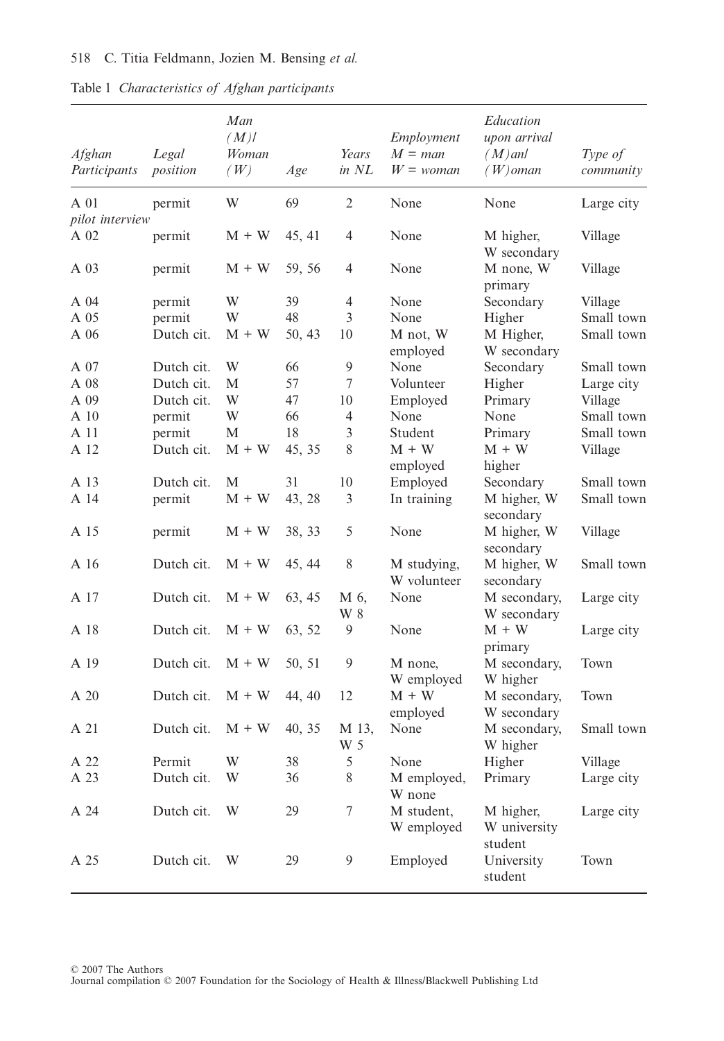Table 1 *Characteristics of Afghan participants*

| *Afghan Participants* | *Legal position* | *Man (M)/ Woman (W)* | *Age* | *Years in NL* | *Employment M = man W = woman* | *Education upon arrival (M)an/ (W)oman* | *Type of community* |
|---|---|---|---|---|---|---|---|
| A 01 *pilot interview* | permit | W | 69 | 2 | None | None | Large city |
| A 02 | permit | M + W | 45, 41 | 4 | None | M higher, W secondary | Village |
| A 03 | permit | M + W | 59, 56 | 4 | None | M none, W primary | Village |
| A 04 | permit | W | 39 | 4 | None | Secondary | Village |
| A 05 | permit | W | 48 | 3 | None | Higher | Small town |
| A 06 | Dutch cit. | M + W | 50, 43 | 10 | M not, W employed | M Higher, W secondary | Small town |
| A 07 | Dutch cit. | W | 66 | 9 | None | Secondary | Small town |
| A 08 | Dutch cit. | M | 57 | 7 | Volunteer | Higher | Large city |
| A 09 | Dutch cit. | W | 47 | 10 | Employed | Primary | Village |
| A 10 | permit | W | 66 | 4 | None | None | Small town |
| A 11 | permit | M | 18 | 3 | Student | Primary | Small town |
| A 12 | Dutch cit. | M + W | 45, 35 | 8 | M + W employed | M + W higher | Village |
| A 13 | Dutch cit. | M | 31 | 10 | Employed | Secondary | Small town |
| A 14 | permit | M + W | 43, 28 | 3 | In training | M higher, W secondary | Small town |
| A 15 | permit | M + W | 38, 33 | 5 | None | M higher, W secondary | Village |
| A 16 | Dutch cit. | M + W | 45, 44 | 8 | M studying, W volunteer | M higher, W secondary | Small town |
| A 17 | Dutch cit. | M + W | 63, 45 | M 6, W 8 | None | M secondary, W secondary | Large city |
| A 18 | Dutch cit. | M + W | 63, 52 | 9 | None | M + W primary | Large city |
| A 19 | Dutch cit. | M + W | 50, 51 | 9 | M none, W employed | M secondary, W higher | Town |
| A 20 | Dutch cit. | M + W | 44, 40 | 12 | M + W employed | M secondary, W secondary | Town |
| A 21 | Dutch cit. | M + W | 40, 35 | M 13, W 5 | None | M secondary, W higher | Small town |
| A 22 | Permit | W | 38 | 5 | None | Higher | Village |
| A 23 | Dutch cit. | W | 36 | 8 | M employed, W none | Primary | Large city |
| A 24 | Dutch cit. | W | 29 | 7 | M student, W employed | M higher, W university student | Large city |
| A 25 | Dutch cit. | W | 29 | 9 | Employed | University student | Town |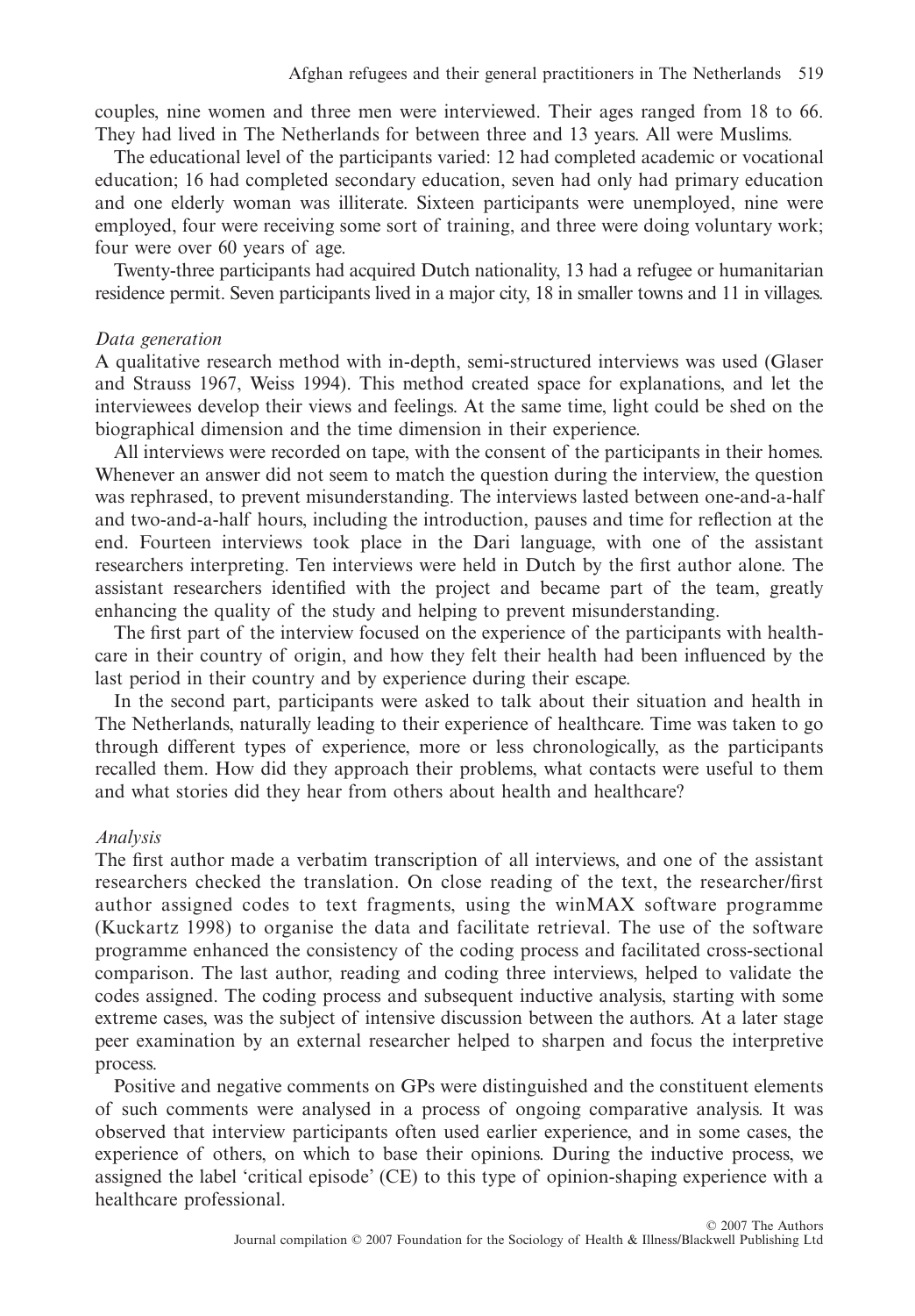couples, nine women and three men were interviewed. Their ages ranged from 18 to 66. They had lived in The Netherlands for between three and 13 years. All were Muslims.

The educational level of the participants varied: 12 had completed academic or vocational education; 16 had completed secondary education, seven had only had primary education and one elderly woman was illiterate. Sixteen participants were unemployed, nine were employed, four were receiving some sort of training, and three were doing voluntary work; four were over 60 years of age.

Twenty-three participants had acquired Dutch nationality, 13 had a refugee or humanitarian residence permit. Seven participants lived in a major city, 18 in smaller towns and 11 in villages.

*Data generation*

A qualitative research method with in-depth, semi-structured interviews was used (Glaser and Strauss 1967, Weiss 1994). This method created space for explanations, and let the interviewees develop their views and feelings. At the same time, light could be shed on the biographical dimension and the time dimension in their experience.

All interviews were recorded on tape, with the consent of the participants in their homes. Whenever an answer did not seem to match the question during the interview, the question was rephrased, to prevent misunderstanding. The interviews lasted between one-and-a-half and two-and-a-half hours, including the introduction, pauses and time for reflection at the end. Fourteen interviews took place in the Dari language, with one of the assistant researchers interpreting. Ten interviews were held in Dutch by the first author alone. The assistant researchers identified with the project and became part of the team, greatly enhancing the quality of the study and helping to prevent misunderstanding.

The first part of the interview focused on the experience of the participants with healthcare in their country of origin, and how they felt their health had been influenced by the last period in their country and by experience during their escape.

In the second part, participants were asked to talk about their situation and health in The Netherlands, naturally leading to their experience of healthcare. Time was taken to go through different types of experience, more or less chronologically, as the participants recalled them. How did they approach their problems, what contacts were useful to them and what stories did they hear from others about health and healthcare?

*Analysis*

The first author made a verbatim transcription of all interviews, and one of the assistant researchers checked the translation. On close reading of the text, the researcher/first author assigned codes to text fragments, using the winMAX software programme (Kuckartz 1998) to organise the data and facilitate retrieval. The use of the software programme enhanced the consistency of the coding process and facilitated cross-sectional comparison. The last author, reading and coding three interviews, helped to validate the codes assigned. The coding process and subsequent inductive analysis, starting with some extreme cases, was the subject of intensive discussion between the authors. At a later stage peer examination by an external researcher helped to sharpen and focus the interpretive process.

Positive and negative comments on GPs were distinguished and the constituent elements of such comments were analysed in a process of ongoing comparative analysis. It was observed that interview participants often used earlier experience, and in some cases, the experience of others, on which to base their opinions. During the inductive process, we assigned the label 'critical episode' (CE) to this type of opinion-shaping experience with a healthcare professional.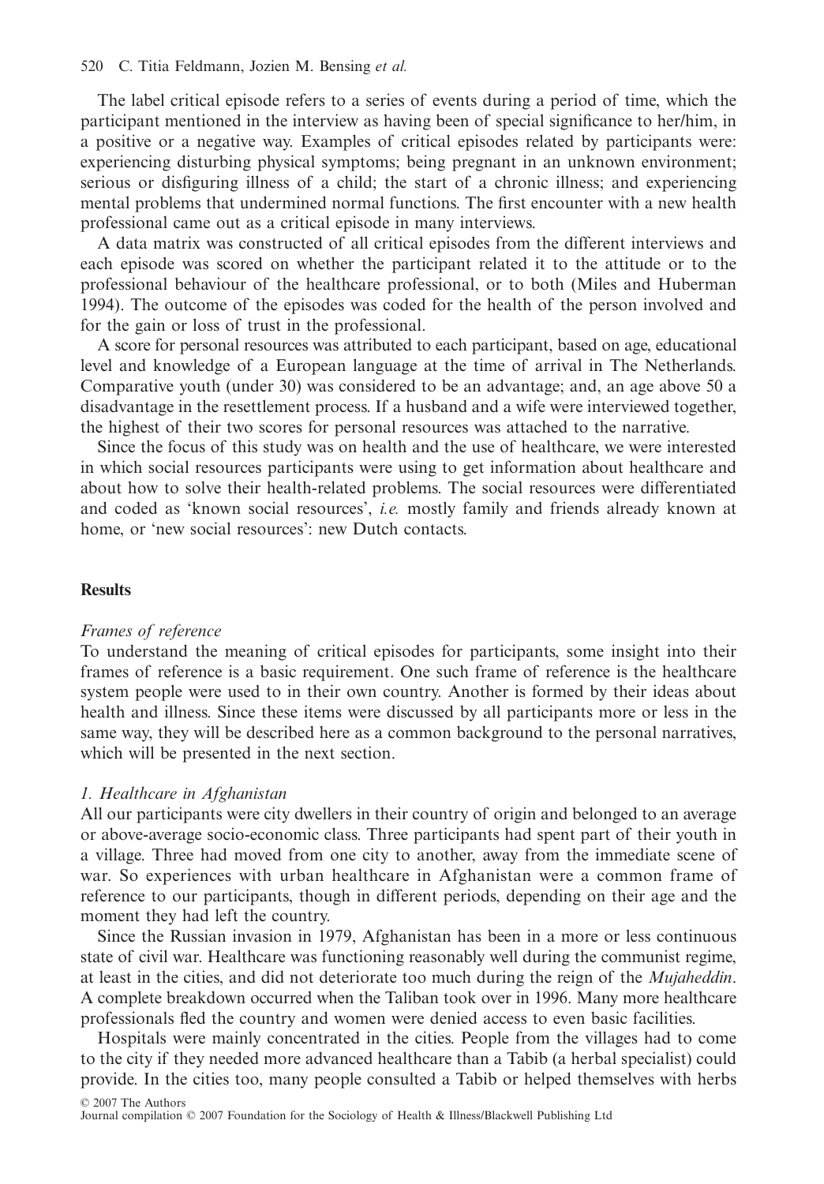The label critical episode refers to a series of events during a period of time, which the participant mentioned in the interview as having been of special significance to her/him, in a positive or a negative way. Examples of critical episodes related by participants were: experiencing disturbing physical symptoms; being pregnant in an unknown environment; serious or disfiguring illness of a child; the start of a chronic illness; and experiencing mental problems that undermined normal functions. The first encounter with a new health professional came out as a critical episode in many interviews.

A data matrix was constructed of all critical episodes from the different interviews and each episode was scored on whether the participant related it to the attitude or to the professional behaviour of the healthcare professional, or to both (Miles and Huberman 1994). The outcome of the episodes was coded for the health of the person involved and for the gain or loss of trust in the professional.

A score for personal resources was attributed to each participant, based on age, educational level and knowledge of a European language at the time of arrival in The Netherlands. Comparative youth (under 30) was considered to be an advantage; and, an age above 50 a disadvantage in the resettlement process. If a husband and a wife were interviewed together, the highest of their two scores for personal resources was attached to the narrative.

Since the focus of this study was on health and the use of healthcare, we were interested in which social resources participants were using to get information about healthcare and about how to solve their health-related problems. The social resources were differentiated and coded as 'known social resources', *i.e.* mostly family and friends already known at home, or 'new social resources': new Dutch contacts.

## Results

### *Frames of reference*

To understand the meaning of critical episodes for participants, some insight into their frames of reference is a basic requirement. One such frame of reference is the healthcare system people were used to in their own country. Another is formed by their ideas about health and illness. Since these items were discussed by all participants more or less in the same way, they will be described here as a common background to the personal narratives, which will be presented in the next section.

### *1. Healthcare in Afghanistan*

All our participants were city dwellers in their country of origin and belonged to an average or above-average socio-economic class. Three participants had spent part of their youth in a village. Three had moved from one city to another, away from the immediate scene of war. So experiences with urban healthcare in Afghanistan were a common frame of reference to our participants, though in different periods, depending on their age and the moment they had left the country.

Since the Russian invasion in 1979, Afghanistan has been in a more or less continuous state of civil war. Healthcare was functioning reasonably well during the communist regime, at least in the cities, and did not deteriorate too much during the reign of the *Mujaheddin*. A complete breakdown occurred when the Taliban took over in 1996. Many more healthcare professionals fled the country and women were denied access to even basic facilities.

Hospitals were mainly concentrated in the cities. People from the villages had to come to the city if they needed more advanced healthcare than a Tabib (a herbal specialist) could provide. In the cities too, many people consulted a Tabib or helped themselves with herbs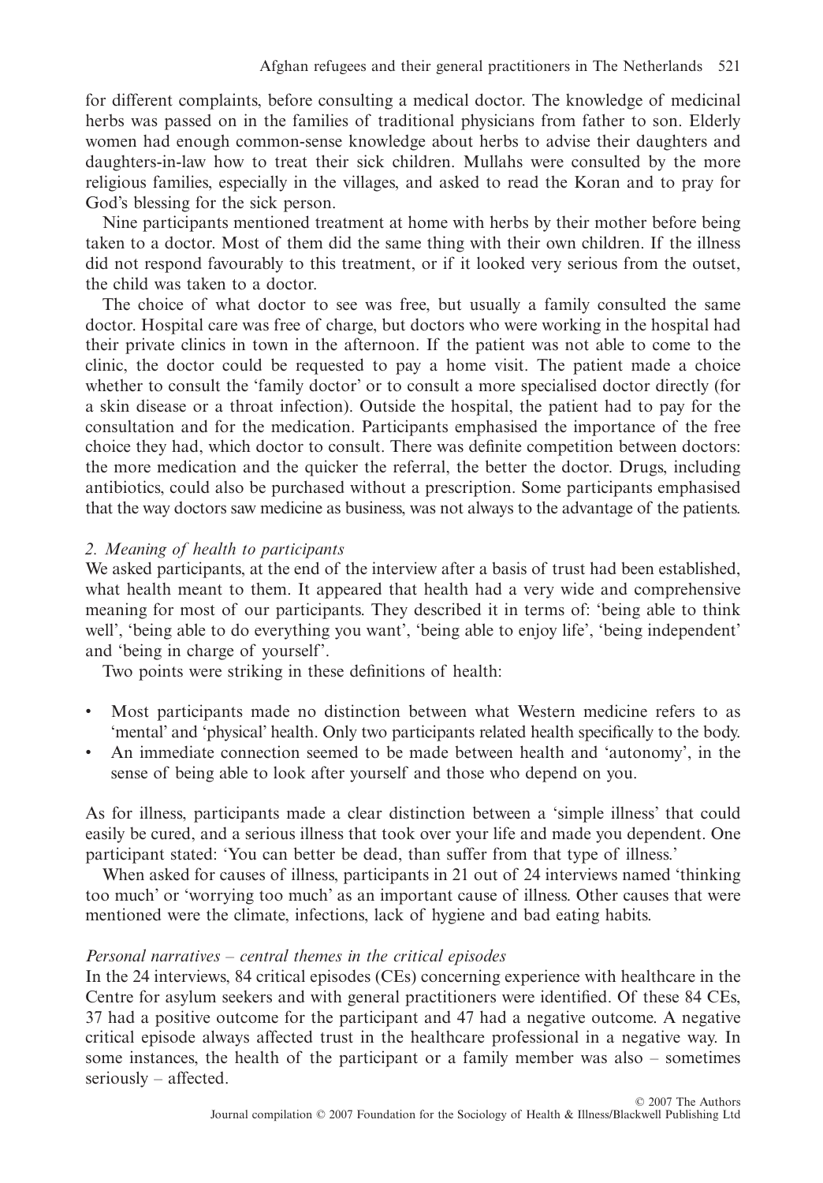for different complaints, before consulting a medical doctor. The knowledge of medicinal herbs was passed on in the families of traditional physicians from father to son. Elderly women had enough common-sense knowledge about herbs to advise their daughters and daughters-in-law how to treat their sick children. Mullahs were consulted by the more religious families, especially in the villages, and asked to read the Koran and to pray for God's blessing for the sick person.

Nine participants mentioned treatment at home with herbs by their mother before being taken to a doctor. Most of them did the same thing with their own children. If the illness did not respond favourably to this treatment, or if it looked very serious from the outset, the child was taken to a doctor.

The choice of what doctor to see was free, but usually a family consulted the same doctor. Hospital care was free of charge, but doctors who were working in the hospital had their private clinics in town in the afternoon. If the patient was not able to come to the clinic, the doctor could be requested to pay a home visit. The patient made a choice whether to consult the 'family doctor' or to consult a more specialised doctor directly (for a skin disease or a throat infection). Outside the hospital, the patient had to pay for the consultation and for the medication. Participants emphasised the importance of the free choice they had, which doctor to consult. There was definite competition between doctors: the more medication and the quicker the referral, the better the doctor. Drugs, including antibiotics, could also be purchased without a prescription. Some participants emphasised that the way doctors saw medicine as business, was not always to the advantage of the patients.

*2. Meaning of health to participants*

We asked participants, at the end of the interview after a basis of trust had been established, what health meant to them. It appeared that health had a very wide and comprehensive meaning for most of our participants. They described it in terms of: 'being able to think well', 'being able to do everything you want', 'being able to enjoy life', 'being independent' and 'being in charge of yourself'.

Two points were striking in these definitions of health:

- Most participants made no distinction between what Western medicine refers to as 'mental' and 'physical' health. Only two participants related health specifically to the body.
- An immediate connection seemed to be made between health and 'autonomy', in the sense of being able to look after yourself and those who depend on you.

As for illness, participants made a clear distinction between a 'simple illness' that could easily be cured, and a serious illness that took over your life and made you dependent. One participant stated: 'You can better be dead, than suffer from that type of illness.'

When asked for causes of illness, participants in 21 out of 24 interviews named 'thinking too much' or 'worrying too much' as an important cause of illness. Other causes that were mentioned were the climate, infections, lack of hygiene and bad eating habits.

*Personal narratives – central themes in the critical episodes*

In the 24 interviews, 84 critical episodes (CEs) concerning experience with healthcare in the Centre for asylum seekers and with general practitioners were identified. Of these 84 CEs, 37 had a positive outcome for the participant and 47 had a negative outcome. A negative critical episode always affected trust in the healthcare professional in a negative way. In some instances, the health of the participant or a family member was also – sometimes seriously – affected.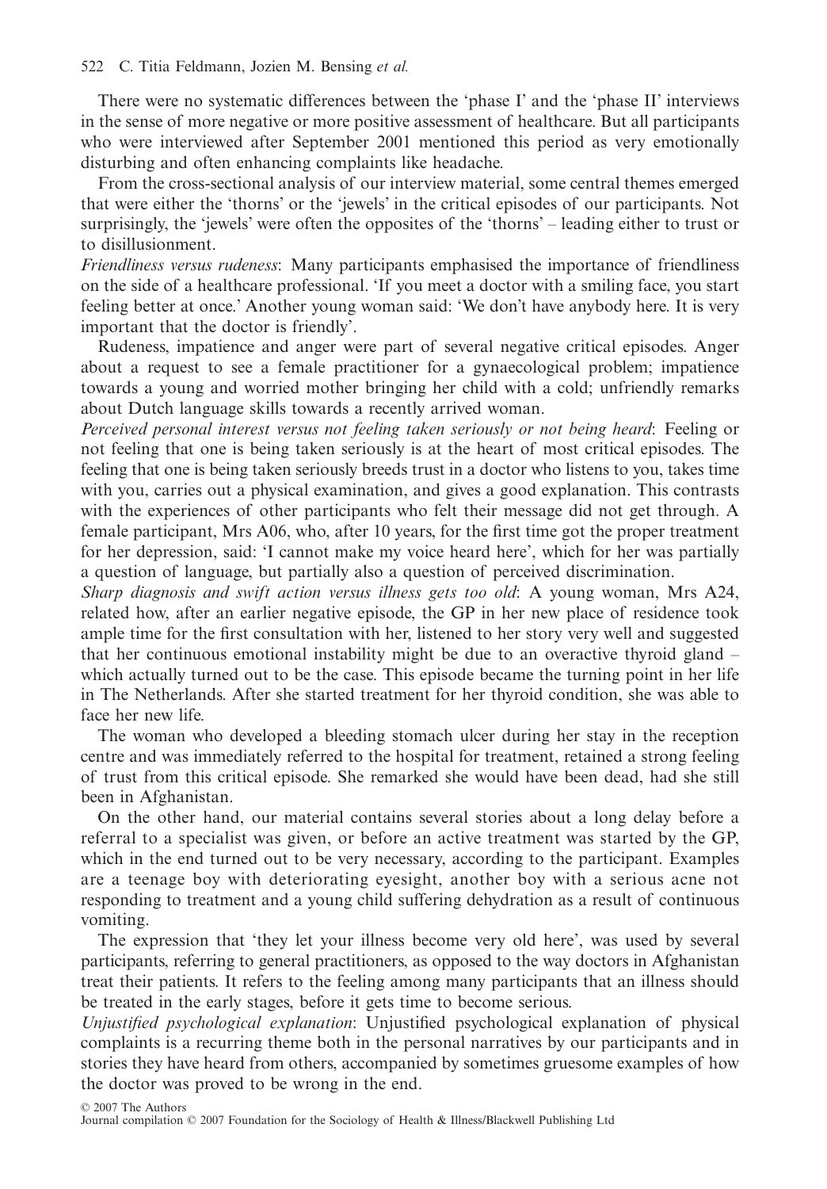There were no systematic differences between the 'phase I' and the 'phase II' interviews in the sense of more negative or more positive assessment of healthcare. But all participants who were interviewed after September 2001 mentioned this period as very emotionally disturbing and often enhancing complaints like headache.

From the cross-sectional analysis of our interview material, some central themes emerged that were either the 'thorns' or the 'jewels' in the critical episodes of our participants. Not surprisingly, the 'jewels' were often the opposites of the 'thorns' – leading either to trust or to disillusionment.

*Friendliness versus rudeness*: Many participants emphasised the importance of friendliness on the side of a healthcare professional. 'If you meet a doctor with a smiling face, you start feeling better at once.' Another young woman said: 'We don't have anybody here. It is very important that the doctor is friendly'.

Rudeness, impatience and anger were part of several negative critical episodes. Anger about a request to see a female practitioner for a gynaecological problem; impatience towards a young and worried mother bringing her child with a cold; unfriendly remarks about Dutch language skills towards a recently arrived woman.

*Perceived personal interest versus not feeling taken seriously or not being heard*: Feeling or not feeling that one is being taken seriously is at the heart of most critical episodes. The feeling that one is being taken seriously breeds trust in a doctor who listens to you, takes time with you, carries out a physical examination, and gives a good explanation. This contrasts with the experiences of other participants who felt their message did not get through. A female participant, Mrs A06, who, after 10 years, for the first time got the proper treatment for her depression, said: 'I cannot make my voice heard here', which for her was partially a question of language, but partially also a question of perceived discrimination.

*Sharp diagnosis and swift action versus illness gets too old*: A young woman, Mrs A24, related how, after an earlier negative episode, the GP in her new place of residence took ample time for the first consultation with her, listened to her story very well and suggested that her continuous emotional instability might be due to an overactive thyroid gland – which actually turned out to be the case. This episode became the turning point in her life in The Netherlands. After she started treatment for her thyroid condition, she was able to face her new life.

The woman who developed a bleeding stomach ulcer during her stay in the reception centre and was immediately referred to the hospital for treatment, retained a strong feeling of trust from this critical episode. She remarked she would have been dead, had she still been in Afghanistan.

On the other hand, our material contains several stories about a long delay before a referral to a specialist was given, or before an active treatment was started by the GP, which in the end turned out to be very necessary, according to the participant. Examples are a teenage boy with deteriorating eyesight, another boy with a serious acne not responding to treatment and a young child suffering dehydration as a result of continuous vomiting.

The expression that 'they let your illness become very old here', was used by several participants, referring to general practitioners, as opposed to the way doctors in Afghanistan treat their patients. It refers to the feeling among many participants that an illness should be treated in the early stages, before it gets time to become serious.

*Unjustified psychological explanation*: Unjustified psychological explanation of physical complaints is a recurring theme both in the personal narratives by our participants and in stories they have heard from others, accompanied by sometimes gruesome examples of how the doctor was proved to be wrong in the end.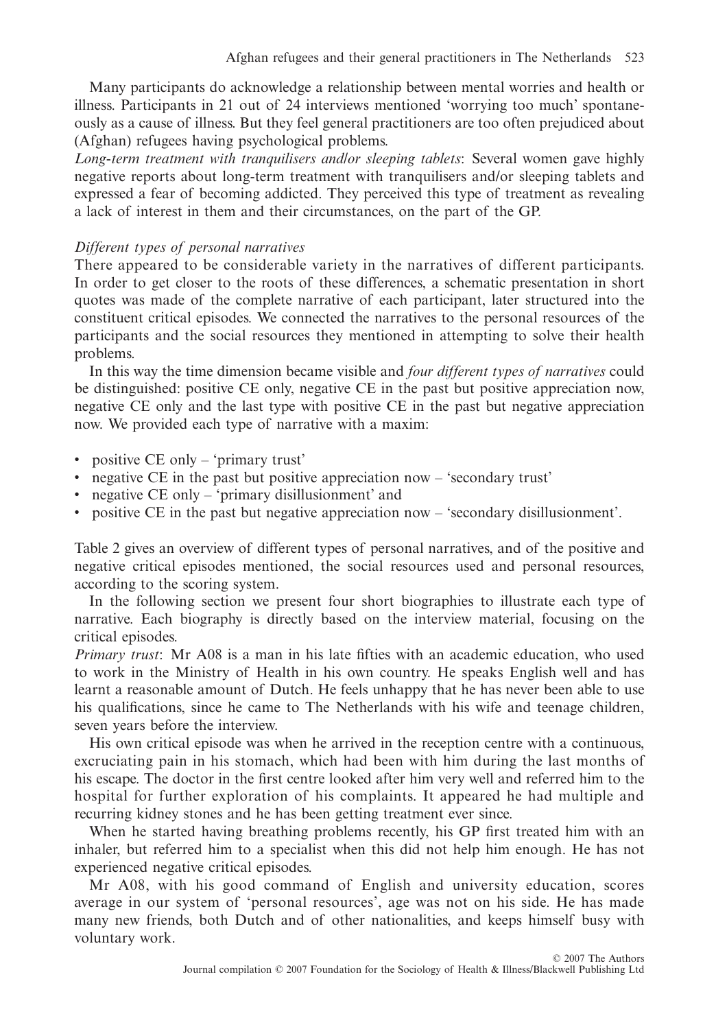Many participants do acknowledge a relationship between mental worries and health or illness. Participants in 21 out of 24 interviews mentioned 'worrying too much' spontaneously as a cause of illness. But they feel general practitioners are too often prejudiced about (Afghan) refugees having psychological problems.

*Long-term treatment with tranquilisers and/or sleeping tablets*: Several women gave highly negative reports about long-term treatment with tranquilisers and/or sleeping tablets and expressed a fear of becoming addicted. They perceived this type of treatment as revealing a lack of interest in them and their circumstances, on the part of the GP.

*Different types of personal narratives*

There appeared to be considerable variety in the narratives of different participants. In order to get closer to the roots of these differences, a schematic presentation in short quotes was made of the complete narrative of each participant, later structured into the constituent critical episodes. We connected the narratives to the personal resources of the participants and the social resources they mentioned in attempting to solve their health problems.

In this way the time dimension became visible and *four different types of narratives* could be distinguished: positive CE only, negative CE in the past but positive appreciation now, negative CE only and the last type with positive CE in the past but negative appreciation now. We provided each type of narrative with a maxim:

- positive CE only – 'primary trust'
- negative CE in the past but positive appreciation now – 'secondary trust'
- negative CE only – 'primary disillusionment' and
- positive CE in the past but negative appreciation now – 'secondary disillusionment'.

Table 2 gives an overview of different types of personal narratives, and of the positive and negative critical episodes mentioned, the social resources used and personal resources, according to the scoring system.

In the following section we present four short biographies to illustrate each type of narrative. Each biography is directly based on the interview material, focusing on the critical episodes.

*Primary trust*: Mr A08 is a man in his late fifties with an academic education, who used to work in the Ministry of Health in his own country. He speaks English well and has learnt a reasonable amount of Dutch. He feels unhappy that he has never been able to use his qualifications, since he came to The Netherlands with his wife and teenage children, seven years before the interview.

His own critical episode was when he arrived in the reception centre with a continuous, excruciating pain in his stomach, which had been with him during the last months of his escape. The doctor in the first centre looked after him very well and referred him to the hospital for further exploration of his complaints. It appeared he had multiple and recurring kidney stones and he has been getting treatment ever since.

When he started having breathing problems recently, his GP first treated him with an inhaler, but referred him to a specialist when this did not help him enough. He has not experienced negative critical episodes.

Mr A08, with his good command of English and university education, scores average in our system of 'personal resources', age was not on his side. He has made many new friends, both Dutch and of other nationalities, and keeps himself busy with voluntary work.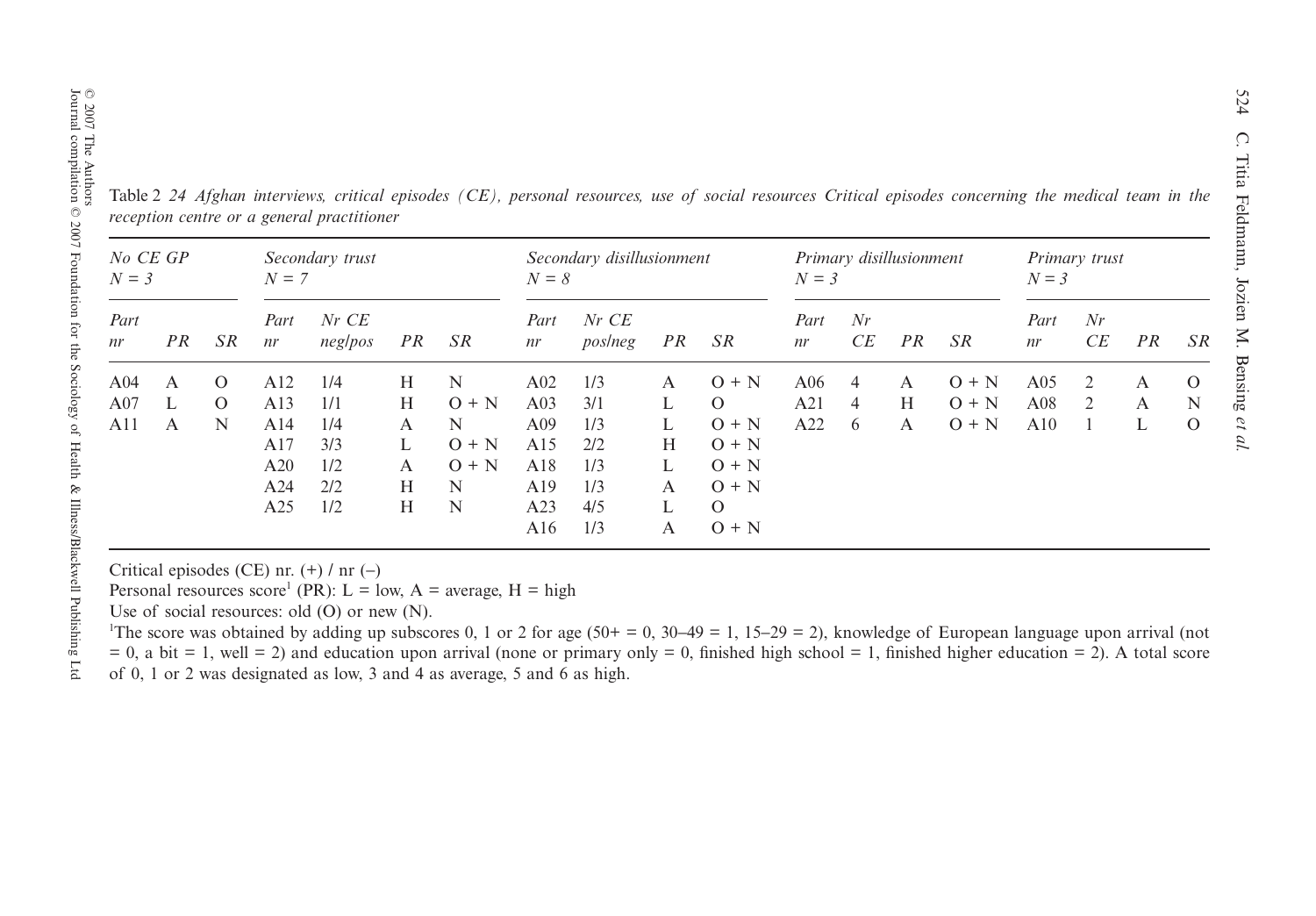Table 2 *24 Afghan interviews, critical episodes (CE), personal resources, use of social resources Critical episodes concerning the medical team in the reception centre or a general practitioner*

| *No CE GP N = 3* | | | *Secondary trust N = 7* | | | | *Secondary disillusionment N = 8* | | | | *Primary disillusionment N = 3* | | | | *Primary trust N = 3* | | | |
|---|---|---|---|---|---|---|---|---|---|---|---|---|---|---|---|---|---|---|
| *Part nr* | *PR* | *SR* | *Part nr* | *Nr CE neg/pos* | *PR* | *SR* | *Part nr* | *Nr CE pos/neg* | *PR* | *SR* | *Part nr* | *Nr CE* | *PR* | *SR* | *Part nr* | *Nr CE* | *PR* | *SR* |
| A04 | A | O | A12 | 1/4 | H | N | A02 | 1/3 | A | O + N | A06 | 4 | A | O + N | A05 | 2 | A | O |
| A07 | L | O | A13 | 1/1 | H | O + N | A03 | 3/1 | L | O | A21 | 4 | H | O + N | A08 | 2 | A | N |
| A11 | A | N | A14 | 1/4 | A | N | A09 | 1/3 | L | O + N | A22 | 6 | A | O + N | A10 | 1 | L | O |
| | | | A17 | 3/3 | L | O + N | A15 | 2/2 | H | O + N | | | | | | | | |
| | | | A20 | 1/2 | A | O + N | A18 | 1/3 | L | O + N | | | | | | | | |
| | | | A24 | 2/2 | H | N | A19 | 1/3 | A | O + N | | | | | | | | |
| | | | A25 | 1/2 | H | N | A23 | 4/5 | L | O | | | | | | | | |
| | | | | | | | A16 | 1/3 | A | O + N | | | | | | | | |

Critical episodes (CE) nr. (+) / nr (–)
Personal resources score[1] (PR): L = low, A = average, H = high
Use of social resources: old (O) or new (N).
[1]The score was obtained by adding up subscores 0, 1 or 2 for age (50+ = 0, 30–49 = 1, 15–29 = 2), knowledge of European language upon arrival (not = 0, a bit = 1, well = 2) and education upon arrival (none or primary only = 0, finished high school = 1, finished higher education = 2). A total score of 0, 1 or 2 was designated as low, 3 and 4 as average, 5 and 6 as high.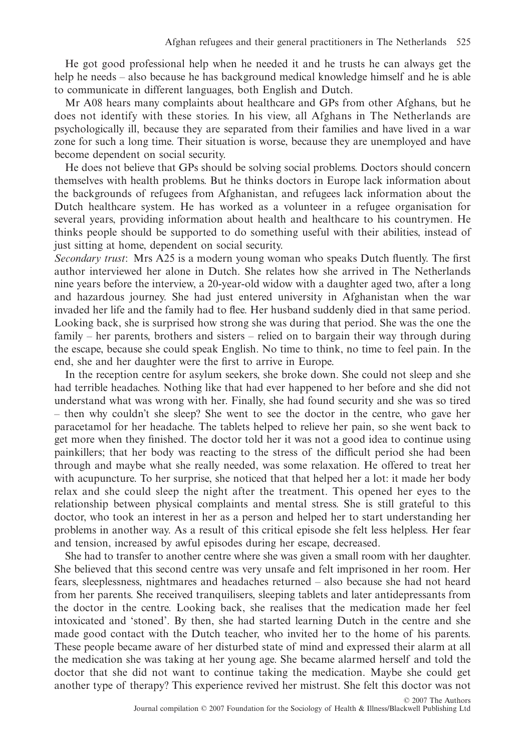He got good professional help when he needed it and he trusts he can always get the help he needs – also because he has background medical knowledge himself and he is able to communicate in different languages, both English and Dutch.

Mr A08 hears many complaints about healthcare and GPs from other Afghans, but he does not identify with these stories. In his view, all Afghans in The Netherlands are psychologically ill, because they are separated from their families and have lived in a war zone for such a long time. Their situation is worse, because they are unemployed and have become dependent on social security.

He does not believe that GPs should be solving social problems. Doctors should concern themselves with health problems. But he thinks doctors in Europe lack information about the backgrounds of refugees from Afghanistan, and refugees lack information about the Dutch healthcare system. He has worked as a volunteer in a refugee organisation for several years, providing information about health and healthcare to his countrymen. He thinks people should be supported to do something useful with their abilities, instead of just sitting at home, dependent on social security.

*Secondary trust*: Mrs A25 is a modern young woman who speaks Dutch fluently. The first author interviewed her alone in Dutch. She relates how she arrived in The Netherlands nine years before the interview, a 20-year-old widow with a daughter aged two, after a long and hazardous journey. She had just entered university in Afghanistan when the war invaded her life and the family had to flee. Her husband suddenly died in that same period. Looking back, she is surprised how strong she was during that period. She was the one the family – her parents, brothers and sisters – relied on to bargain their way through during the escape, because she could speak English. No time to think, no time to feel pain. In the end, she and her daughter were the first to arrive in Europe.

In the reception centre for asylum seekers, she broke down. She could not sleep and she had terrible headaches. Nothing like that had ever happened to her before and she did not understand what was wrong with her. Finally, she had found security and she was so tired – then why couldn't she sleep? She went to see the doctor in the centre, who gave her paracetamol for her headache. The tablets helped to relieve her pain, so she went back to get more when they finished. The doctor told her it was not a good idea to continue using painkillers; that her body was reacting to the stress of the difficult period she had been through and maybe what she really needed, was some relaxation. He offered to treat her with acupuncture. To her surprise, she noticed that that helped her a lot: it made her body relax and she could sleep the night after the treatment. This opened her eyes to the relationship between physical complaints and mental stress. She is still grateful to this doctor, who took an interest in her as a person and helped her to start understanding her problems in another way. As a result of this critical episode she felt less helpless. Her fear and tension, increased by awful episodes during her escape, decreased.

She had to transfer to another centre where she was given a small room with her daughter. She believed that this second centre was very unsafe and felt imprisoned in her room. Her fears, sleeplessness, nightmares and headaches returned – also because she had not heard from her parents. She received tranquilisers, sleeping tablets and later antidepressants from the doctor in the centre. Looking back, she realises that the medication made her feel intoxicated and 'stoned'. By then, she had started learning Dutch in the centre and she made good contact with the Dutch teacher, who invited her to the home of his parents. These people became aware of her disturbed state of mind and expressed their alarm at all the medication she was taking at her young age. She became alarmed herself and told the doctor that she did not want to continue taking the medication. Maybe she could get another type of therapy? This experience revived her mistrust. She felt this doctor was not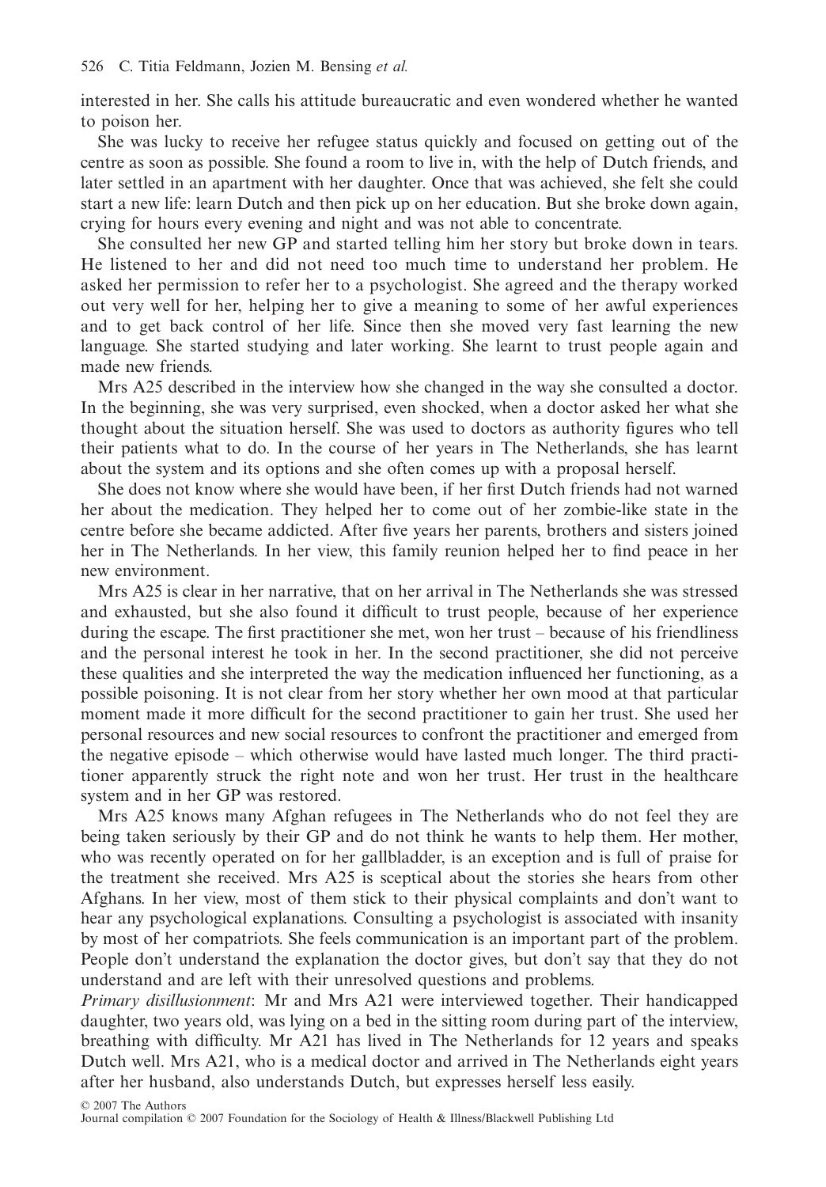interested in her. She calls his attitude bureaucratic and even wondered whether he wanted to poison her.

She was lucky to receive her refugee status quickly and focused on getting out of the centre as soon as possible. She found a room to live in, with the help of Dutch friends, and later settled in an apartment with her daughter. Once that was achieved, she felt she could start a new life: learn Dutch and then pick up on her education. But she broke down again, crying for hours every evening and night and was not able to concentrate.

She consulted her new GP and started telling him her story but broke down in tears. He listened to her and did not need too much time to understand her problem. He asked her permission to refer her to a psychologist. She agreed and the therapy worked out very well for her, helping her to give a meaning to some of her awful experiences and to get back control of her life. Since then she moved very fast learning the new language. She started studying and later working. She learnt to trust people again and made new friends.

Mrs A25 described in the interview how she changed in the way she consulted a doctor. In the beginning, she was very surprised, even shocked, when a doctor asked her what she thought about the situation herself. She was used to doctors as authority figures who tell their patients what to do. In the course of her years in The Netherlands, she has learnt about the system and its options and she often comes up with a proposal herself.

She does not know where she would have been, if her first Dutch friends had not warned her about the medication. They helped her to come out of her zombie-like state in the centre before she became addicted. After five years her parents, brothers and sisters joined her in The Netherlands. In her view, this family reunion helped her to find peace in her new environment.

Mrs A25 is clear in her narrative, that on her arrival in The Netherlands she was stressed and exhausted, but she also found it difficult to trust people, because of her experience during the escape. The first practitioner she met, won her trust – because of his friendliness and the personal interest he took in her. In the second practitioner, she did not perceive these qualities and she interpreted the way the medication influenced her functioning, as a possible poisoning. It is not clear from her story whether her own mood at that particular moment made it more difficult for the second practitioner to gain her trust. She used her personal resources and new social resources to confront the practitioner and emerged from the negative episode – which otherwise would have lasted much longer. The third practitioner apparently struck the right note and won her trust. Her trust in the healthcare system and in her GP was restored.

Mrs A25 knows many Afghan refugees in The Netherlands who do not feel they are being taken seriously by their GP and do not think he wants to help them. Her mother, who was recently operated on for her gallbladder, is an exception and is full of praise for the treatment she received. Mrs A25 is sceptical about the stories she hears from other Afghans. In her view, most of them stick to their physical complaints and don't want to hear any psychological explanations. Consulting a psychologist is associated with insanity by most of her compatriots. She feels communication is an important part of the problem. People don't understand the explanation the doctor gives, but don't say that they do not understand and are left with their unresolved questions and problems.

*Primary disillusionment*: Mr and Mrs A21 were interviewed together. Their handicapped daughter, two years old, was lying on a bed in the sitting room during part of the interview, breathing with difficulty. Mr A21 has lived in The Netherlands for 12 years and speaks Dutch well. Mrs A21, who is a medical doctor and arrived in The Netherlands eight years after her husband, also understands Dutch, but expresses herself less easily.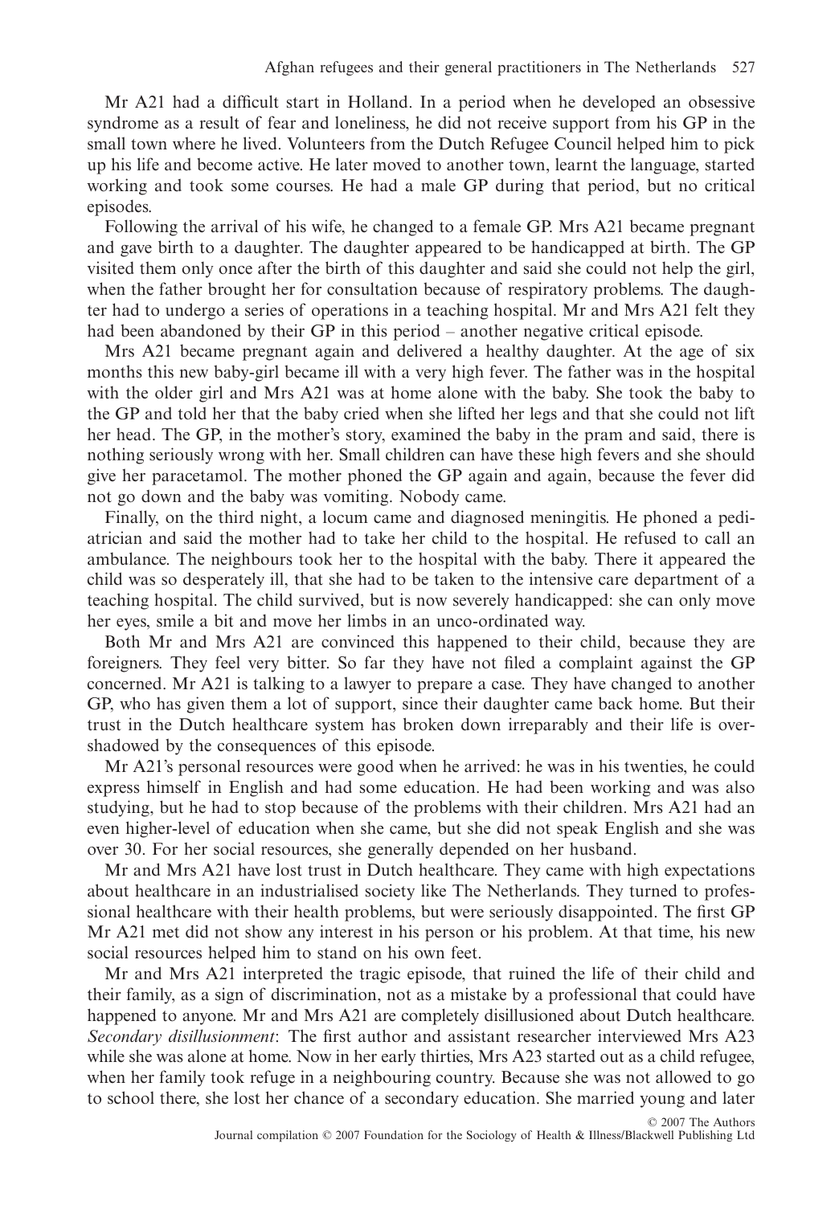Mr A21 had a difficult start in Holland. In a period when he developed an obsessive syndrome as a result of fear and loneliness, he did not receive support from his GP in the small town where he lived. Volunteers from the Dutch Refugee Council helped him to pick up his life and become active. He later moved to another town, learnt the language, started working and took some courses. He had a male GP during that period, but no critical episodes.

Following the arrival of his wife, he changed to a female GP. Mrs A21 became pregnant and gave birth to a daughter. The daughter appeared to be handicapped at birth. The GP visited them only once after the birth of this daughter and said she could not help the girl, when the father brought her for consultation because of respiratory problems. The daughter had to undergo a series of operations in a teaching hospital. Mr and Mrs A21 felt they had been abandoned by their GP in this period – another negative critical episode.

Mrs A21 became pregnant again and delivered a healthy daughter. At the age of six months this new baby-girl became ill with a very high fever. The father was in the hospital with the older girl and Mrs A21 was at home alone with the baby. She took the baby to the GP and told her that the baby cried when she lifted her legs and that she could not lift her head. The GP, in the mother's story, examined the baby in the pram and said, there is nothing seriously wrong with her. Small children can have these high fevers and she should give her paracetamol. The mother phoned the GP again and again, because the fever did not go down and the baby was vomiting. Nobody came.

Finally, on the third night, a locum came and diagnosed meningitis. He phoned a pediatrician and said the mother had to take her child to the hospital. He refused to call an ambulance. The neighbours took her to the hospital with the baby. There it appeared the child was so desperately ill, that she had to be taken to the intensive care department of a teaching hospital. The child survived, but is now severely handicapped: she can only move her eyes, smile a bit and move her limbs in an unco-ordinated way.

Both Mr and Mrs A21 are convinced this happened to their child, because they are foreigners. They feel very bitter. So far they have not filed a complaint against the GP concerned. Mr A21 is talking to a lawyer to prepare a case. They have changed to another GP, who has given them a lot of support, since their daughter came back home. But their trust in the Dutch healthcare system has broken down irreparably and their life is overshadowed by the consequences of this episode.

Mr A21's personal resources were good when he arrived: he was in his twenties, he could express himself in English and had some education. He had been working and was also studying, but he had to stop because of the problems with their children. Mrs A21 had an even higher-level of education when she came, but she did not speak English and she was over 30. For her social resources, she generally depended on her husband.

Mr and Mrs A21 have lost trust in Dutch healthcare. They came with high expectations about healthcare in an industrialised society like The Netherlands. They turned to professional healthcare with their health problems, but were seriously disappointed. The first GP Mr A21 met did not show any interest in his person or his problem. At that time, his new social resources helped him to stand on his own feet.

Mr and Mrs A21 interpreted the tragic episode, that ruined the life of their child and their family, as a sign of discrimination, not as a mistake by a professional that could have happened to anyone. Mr and Mrs A21 are completely disillusioned about Dutch healthcare.

*Secondary disillusionment*: The first author and assistant researcher interviewed Mrs A23 while she was alone at home. Now in her early thirties, Mrs A23 started out as a child refugee, when her family took refuge in a neighbouring country. Because she was not allowed to go to school there, she lost her chance of a secondary education. She married young and later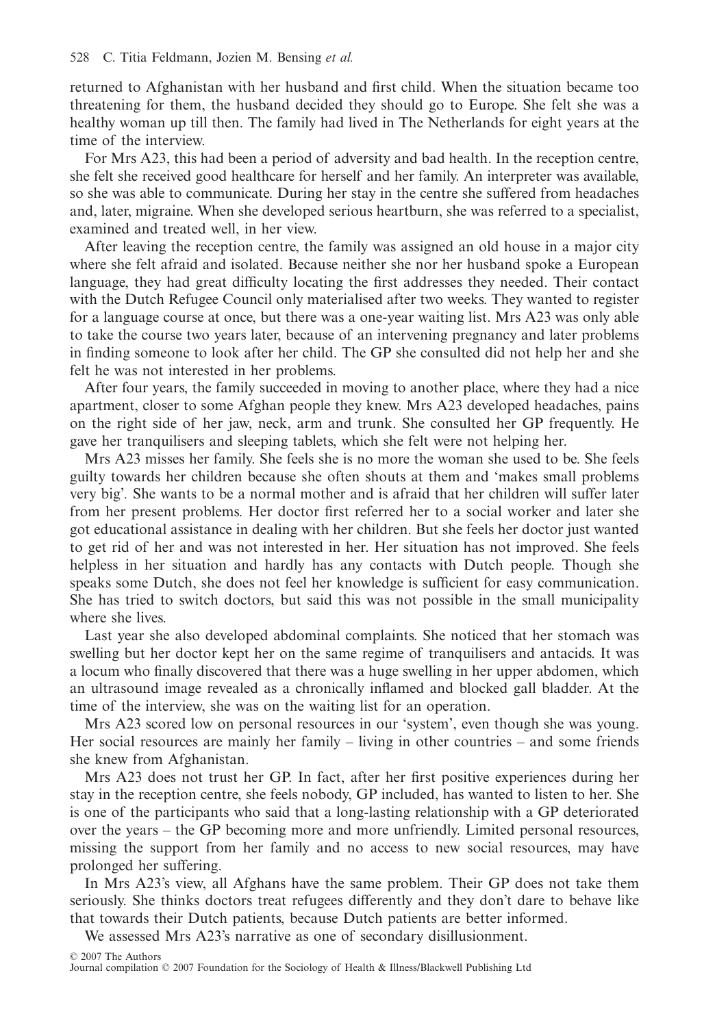returned to Afghanistan with her husband and first child. When the situation became too threatening for them, the husband decided they should go to Europe. She felt she was a healthy woman up till then. The family had lived in The Netherlands for eight years at the time of the interview.

For Mrs A23, this had been a period of adversity and bad health. In the reception centre, she felt she received good healthcare for herself and her family. An interpreter was available, so she was able to communicate. During her stay in the centre she suffered from headaches and, later, migraine. When she developed serious heartburn, she was referred to a specialist, examined and treated well, in her view.

After leaving the reception centre, the family was assigned an old house in a major city where she felt afraid and isolated. Because neither she nor her husband spoke a European language, they had great difficulty locating the first addresses they needed. Their contact with the Dutch Refugee Council only materialised after two weeks. They wanted to register for a language course at once, but there was a one-year waiting list. Mrs A23 was only able to take the course two years later, because of an intervening pregnancy and later problems in finding someone to look after her child. The GP she consulted did not help her and she felt he was not interested in her problems.

After four years, the family succeeded in moving to another place, where they had a nice apartment, closer to some Afghan people they knew. Mrs A23 developed headaches, pains on the right side of her jaw, neck, arm and trunk. She consulted her GP frequently. He gave her tranquilisers and sleeping tablets, which she felt were not helping her.

Mrs A23 misses her family. She feels she is no more the woman she used to be. She feels guilty towards her children because she often shouts at them and 'makes small problems very big'. She wants to be a normal mother and is afraid that her children will suffer later from her present problems. Her doctor first referred her to a social worker and later she got educational assistance in dealing with her children. But she feels her doctor just wanted to get rid of her and was not interested in her. Her situation has not improved. She feels helpless in her situation and hardly has any contacts with Dutch people. Though she speaks some Dutch, she does not feel her knowledge is sufficient for easy communication. She has tried to switch doctors, but said this was not possible in the small municipality where she lives.

Last year she also developed abdominal complaints. She noticed that her stomach was swelling but her doctor kept her on the same regime of tranquilisers and antacids. It was a locum who finally discovered that there was a huge swelling in her upper abdomen, which an ultrasound image revealed as a chronically inflamed and blocked gall bladder. At the time of the interview, she was on the waiting list for an operation.

Mrs A23 scored low on personal resources in our 'system', even though she was young. Her social resources are mainly her family – living in other countries – and some friends she knew from Afghanistan.

Mrs A23 does not trust her GP. In fact, after her first positive experiences during her stay in the reception centre, she feels nobody, GP included, has wanted to listen to her. She is one of the participants who said that a long-lasting relationship with a GP deteriorated over the years – the GP becoming more and more unfriendly. Limited personal resources, missing the support from her family and no access to new social resources, may have prolonged her suffering.

In Mrs A23's view, all Afghans have the same problem. Their GP does not take them seriously. She thinks doctors treat refugees differently and they don't dare to behave like that towards their Dutch patients, because Dutch patients are better informed.

We assessed Mrs A23's narrative as one of secondary disillusionment.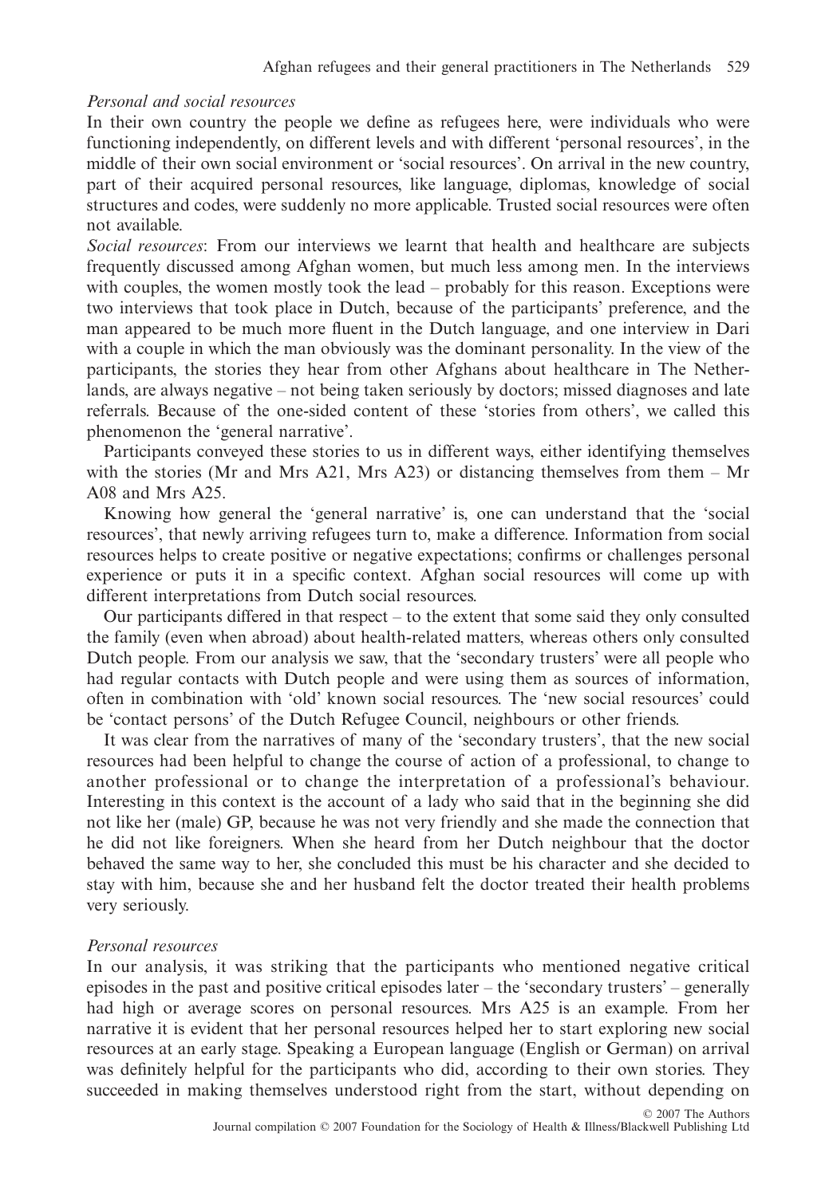*Personal and social resources*

In their own country the people we define as refugees here, were individuals who were functioning independently, on different levels and with different 'personal resources', in the middle of their own social environment or 'social resources'. On arrival in the new country, part of their acquired personal resources, like language, diplomas, knowledge of social structures and codes, were suddenly no more applicable. Trusted social resources were often not available.

*Social resources*: From our interviews we learnt that health and healthcare are subjects frequently discussed among Afghan women, but much less among men. In the interviews with couples, the women mostly took the lead – probably for this reason. Exceptions were two interviews that took place in Dutch, because of the participants' preference, and the man appeared to be much more fluent in the Dutch language, and one interview in Dari with a couple in which the man obviously was the dominant personality. In the view of the participants, the stories they hear from other Afghans about healthcare in The Netherlands, are always negative – not being taken seriously by doctors; missed diagnoses and late referrals. Because of the one-sided content of these 'stories from others', we called this phenomenon the 'general narrative'.

Participants conveyed these stories to us in different ways, either identifying themselves with the stories (Mr and Mrs A21, Mrs A23) or distancing themselves from them – Mr A08 and Mrs A25.

Knowing how general the 'general narrative' is, one can understand that the 'social resources', that newly arriving refugees turn to, make a difference. Information from social resources helps to create positive or negative expectations; confirms or challenges personal experience or puts it in a specific context. Afghan social resources will come up with different interpretations from Dutch social resources.

Our participants differed in that respect – to the extent that some said they only consulted the family (even when abroad) about health-related matters, whereas others only consulted Dutch people. From our analysis we saw, that the 'secondary trusters' were all people who had regular contacts with Dutch people and were using them as sources of information, often in combination with 'old' known social resources. The 'new social resources' could be 'contact persons' of the Dutch Refugee Council, neighbours or other friends.

It was clear from the narratives of many of the 'secondary trusters', that the new social resources had been helpful to change the course of action of a professional, to change to another professional or to change the interpretation of a professional's behaviour. Interesting in this context is the account of a lady who said that in the beginning she did not like her (male) GP, because he was not very friendly and she made the connection that he did not like foreigners. When she heard from her Dutch neighbour that the doctor behaved the same way to her, she concluded this must be his character and she decided to stay with him, because she and her husband felt the doctor treated their health problems very seriously.

*Personal resources*

In our analysis, it was striking that the participants who mentioned negative critical episodes in the past and positive critical episodes later – the 'secondary trusters' – generally had high or average scores on personal resources. Mrs A25 is an example. From her narrative it is evident that her personal resources helped her to start exploring new social resources at an early stage. Speaking a European language (English or German) on arrival was definitely helpful for the participants who did, according to their own stories. They succeeded in making themselves understood right from the start, without depending on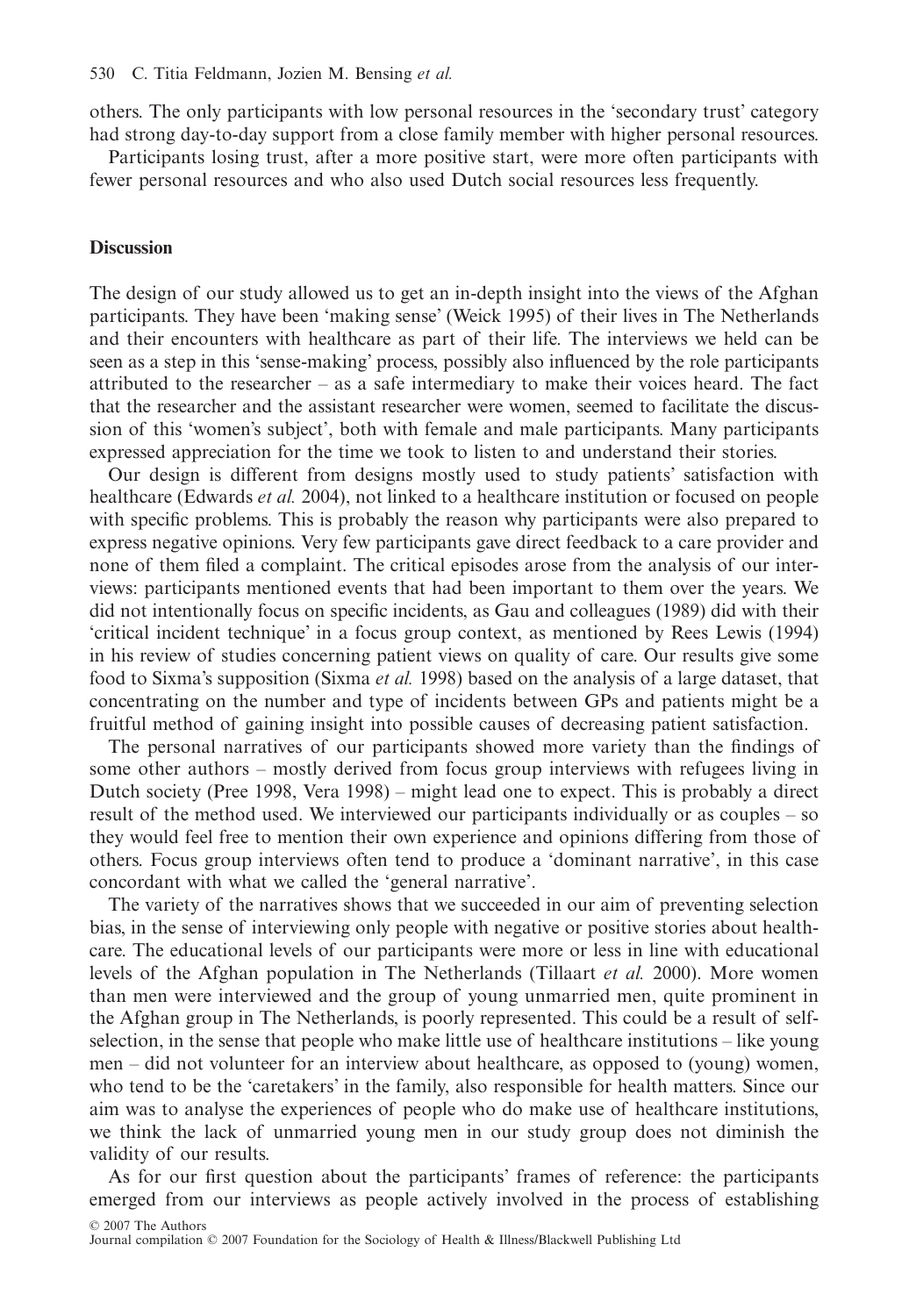others. The only participants with low personal resources in the 'secondary trust' category had strong day-to-day support from a close family member with higher personal resources.

Participants losing trust, after a more positive start, were more often participants with fewer personal resources and who also used Dutch social resources less frequently.

## Discussion

The design of our study allowed us to get an in-depth insight into the views of the Afghan participants. They have been 'making sense' (Weick 1995) of their lives in The Netherlands and their encounters with healthcare as part of their life. The interviews we held can be seen as a step in this 'sense-making' process, possibly also influenced by the role participants attributed to the researcher – as a safe intermediary to make their voices heard. The fact that the researcher and the assistant researcher were women, seemed to facilitate the discussion of this 'women's subject', both with female and male participants. Many participants expressed appreciation for the time we took to listen to and understand their stories.

Our design is different from designs mostly used to study patients' satisfaction with healthcare (Edwards *et al.* 2004), not linked to a healthcare institution or focused on people with specific problems. This is probably the reason why participants were also prepared to express negative opinions. Very few participants gave direct feedback to a care provider and none of them filed a complaint. The critical episodes arose from the analysis of our interviews: participants mentioned events that had been important to them over the years. We did not intentionally focus on specific incidents, as Gau and colleagues (1989) did with their 'critical incident technique' in a focus group context, as mentioned by Rees Lewis (1994) in his review of studies concerning patient views on quality of care. Our results give some food to Sixma's supposition (Sixma *et al.* 1998) based on the analysis of a large dataset, that concentrating on the number and type of incidents between GPs and patients might be a fruitful method of gaining insight into possible causes of decreasing patient satisfaction.

The personal narratives of our participants showed more variety than the findings of some other authors – mostly derived from focus group interviews with refugees living in Dutch society (Pree 1998, Vera 1998) – might lead one to expect. This is probably a direct result of the method used. We interviewed our participants individually or as couples – so they would feel free to mention their own experience and opinions differing from those of others. Focus group interviews often tend to produce a 'dominant narrative', in this case concordant with what we called the 'general narrative'.

The variety of the narratives shows that we succeeded in our aim of preventing selection bias, in the sense of interviewing only people with negative or positive stories about healthcare. The educational levels of our participants were more or less in line with educational levels of the Afghan population in The Netherlands (Tillaart *et al.* 2000). More women than men were interviewed and the group of young unmarried men, quite prominent in the Afghan group in The Netherlands, is poorly represented. This could be a result of self-selection, in the sense that people who make little use of healthcare institutions – like young men – did not volunteer for an interview about healthcare, as opposed to (young) women, who tend to be the 'caretakers' in the family, also responsible for health matters. Since our aim was to analyse the experiences of people who do make use of healthcare institutions, we think the lack of unmarried young men in our study group does not diminish the validity of our results.

As for our first question about the participants' frames of reference: the participants emerged from our interviews as people actively involved in the process of establishing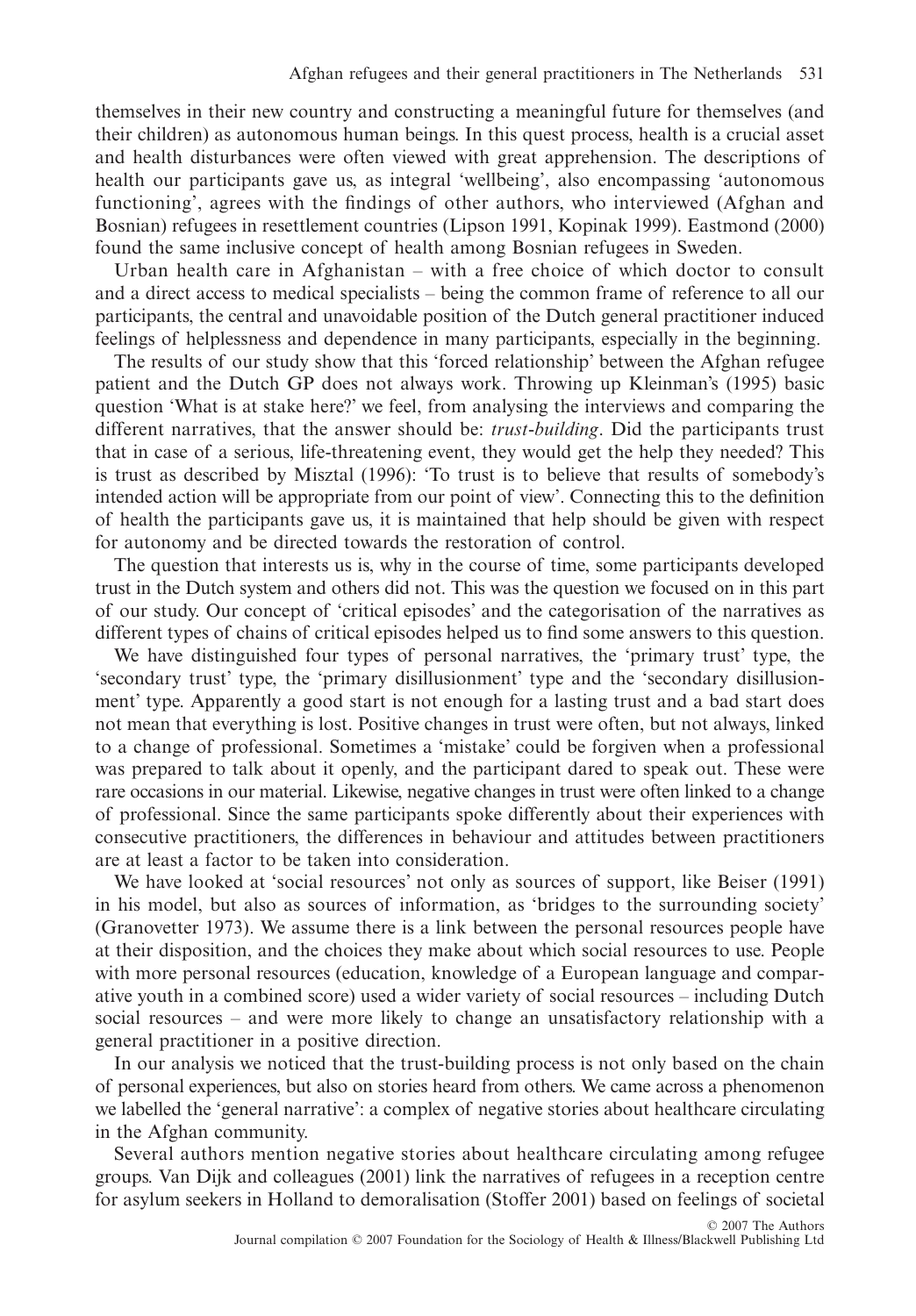themselves in their new country and constructing a meaningful future for themselves (and their children) as autonomous human beings. In this quest process, health is a crucial asset and health disturbances were often viewed with great apprehension. The descriptions of health our participants gave us, as integral 'wellbeing', also encompassing 'autonomous functioning', agrees with the findings of other authors, who interviewed (Afghan and Bosnian) refugees in resettlement countries (Lipson 1991, Kopinak 1999). Eastmond (2000) found the same inclusive concept of health among Bosnian refugees in Sweden.

Urban health care in Afghanistan – with a free choice of which doctor to consult and a direct access to medical specialists – being the common frame of reference to all our participants, the central and unavoidable position of the Dutch general practitioner induced feelings of helplessness and dependence in many participants, especially in the beginning.

The results of our study show that this 'forced relationship' between the Afghan refugee patient and the Dutch GP does not always work. Throwing up Kleinman's (1995) basic question 'What is at stake here?' we feel, from analysing the interviews and comparing the different narratives, that the answer should be: *trust-building*. Did the participants trust that in case of a serious, life-threatening event, they would get the help they needed? This is trust as described by Misztal (1996): 'To trust is to believe that results of somebody's intended action will be appropriate from our point of view'. Connecting this to the definition of health the participants gave us, it is maintained that help should be given with respect for autonomy and be directed towards the restoration of control.

The question that interests us is, why in the course of time, some participants developed trust in the Dutch system and others did not. This was the question we focused on in this part of our study. Our concept of 'critical episodes' and the categorisation of the narratives as different types of chains of critical episodes helped us to find some answers to this question.

We have distinguished four types of personal narratives, the 'primary trust' type, the 'secondary trust' type, the 'primary disillusionment' type and the 'secondary disillusionment' type. Apparently a good start is not enough for a lasting trust and a bad start does not mean that everything is lost. Positive changes in trust were often, but not always, linked to a change of professional. Sometimes a 'mistake' could be forgiven when a professional was prepared to talk about it openly, and the participant dared to speak out. These were rare occasions in our material. Likewise, negative changes in trust were often linked to a change of professional. Since the same participants spoke differently about their experiences with consecutive practitioners, the differences in behaviour and attitudes between practitioners are at least a factor to be taken into consideration.

We have looked at 'social resources' not only as sources of support, like Beiser (1991) in his model, but also as sources of information, as 'bridges to the surrounding society' (Granovetter 1973). We assume there is a link between the personal resources people have at their disposition, and the choices they make about which social resources to use. People with more personal resources (education, knowledge of a European language and comparative youth in a combined score) used a wider variety of social resources – including Dutch social resources – and were more likely to change an unsatisfactory relationship with a general practitioner in a positive direction.

In our analysis we noticed that the trust-building process is not only based on the chain of personal experiences, but also on stories heard from others. We came across a phenomenon we labelled the 'general narrative': a complex of negative stories about healthcare circulating in the Afghan community.

Several authors mention negative stories about healthcare circulating among refugee groups. Van Dijk and colleagues (2001) link the narratives of refugees in a reception centre for asylum seekers in Holland to demoralisation (Stoffer 2001) based on feelings of societal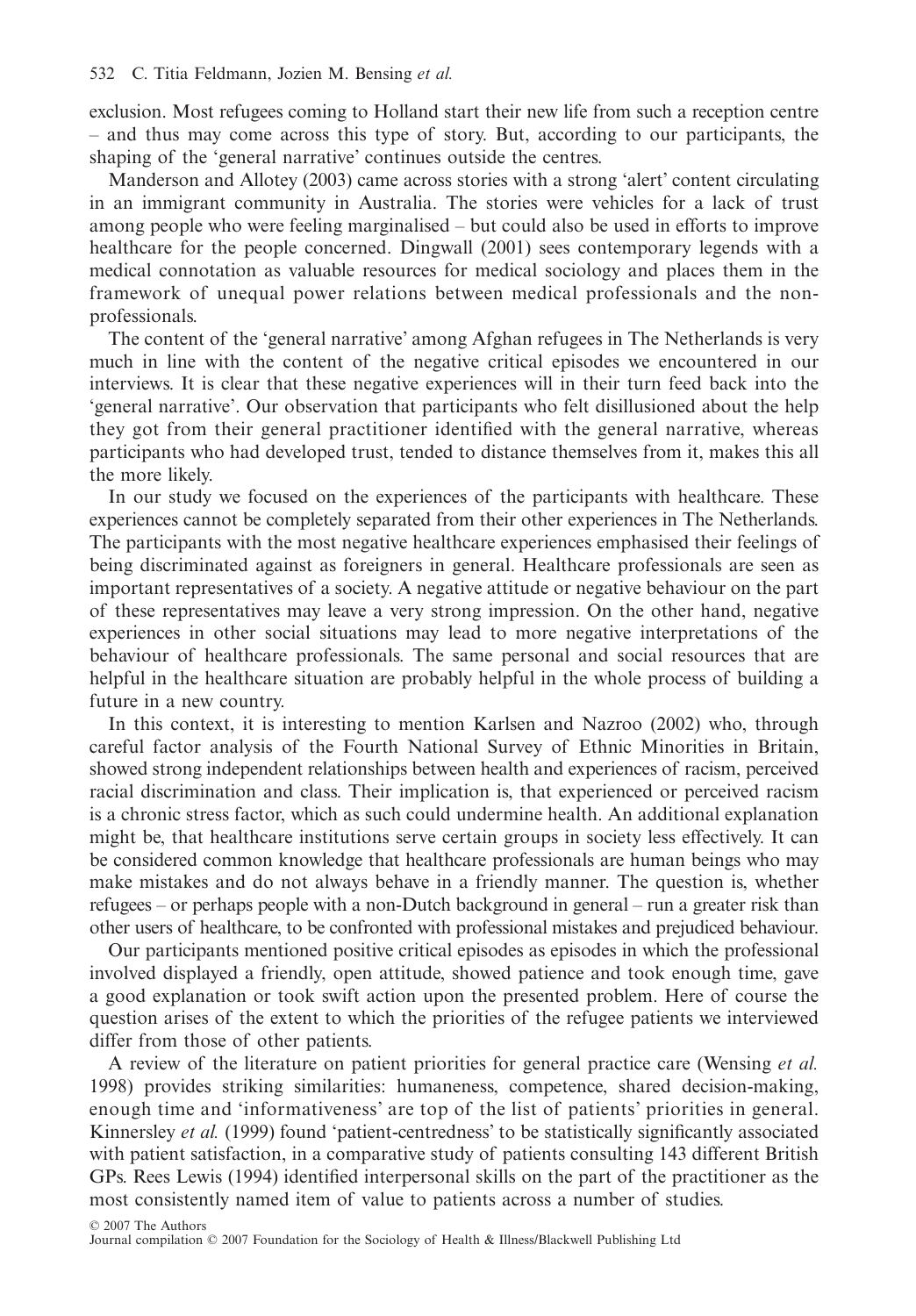exclusion. Most refugees coming to Holland start their new life from such a reception centre – and thus may come across this type of story. But, according to our participants, the shaping of the 'general narrative' continues outside the centres.

Manderson and Allotey (2003) came across stories with a strong 'alert' content circulating in an immigrant community in Australia. The stories were vehicles for a lack of trust among people who were feeling marginalised – but could also be used in efforts to improve healthcare for the people concerned. Dingwall (2001) sees contemporary legends with a medical connotation as valuable resources for medical sociology and places them in the framework of unequal power relations between medical professionals and the non-professionals.

The content of the 'general narrative' among Afghan refugees in The Netherlands is very much in line with the content of the negative critical episodes we encountered in our interviews. It is clear that these negative experiences will in their turn feed back into the 'general narrative'. Our observation that participants who felt disillusioned about the help they got from their general practitioner identified with the general narrative, whereas participants who had developed trust, tended to distance themselves from it, makes this all the more likely.

In our study we focused on the experiences of the participants with healthcare. These experiences cannot be completely separated from their other experiences in The Netherlands. The participants with the most negative healthcare experiences emphasised their feelings of being discriminated against as foreigners in general. Healthcare professionals are seen as important representatives of a society. A negative attitude or negative behaviour on the part of these representatives may leave a very strong impression. On the other hand, negative experiences in other social situations may lead to more negative interpretations of the behaviour of healthcare professionals. The same personal and social resources that are helpful in the healthcare situation are probably helpful in the whole process of building a future in a new country.

In this context, it is interesting to mention Karlsen and Nazroo (2002) who, through careful factor analysis of the Fourth National Survey of Ethnic Minorities in Britain, showed strong independent relationships between health and experiences of racism, perceived racial discrimination and class. Their implication is, that experienced or perceived racism is a chronic stress factor, which as such could undermine health. An additional explanation might be, that healthcare institutions serve certain groups in society less effectively. It can be considered common knowledge that healthcare professionals are human beings who may make mistakes and do not always behave in a friendly manner. The question is, whether refugees – or perhaps people with a non-Dutch background in general – run a greater risk than other users of healthcare, to be confronted with professional mistakes and prejudiced behaviour.

Our participants mentioned positive critical episodes as episodes in which the professional involved displayed a friendly, open attitude, showed patience and took enough time, gave a good explanation or took swift action upon the presented problem. Here of course the question arises of the extent to which the priorities of the refugee patients we interviewed differ from those of other patients.

A review of the literature on patient priorities for general practice care (Wensing *et al.* 1998) provides striking similarities: humaneness, competence, shared decision-making, enough time and 'informativeness' are top of the list of patients' priorities in general. Kinnersley *et al.* (1999) found 'patient-centredness' to be statistically significantly associated with patient satisfaction, in a comparative study of patients consulting 143 different British GPs. Rees Lewis (1994) identified interpersonal skills on the part of the practitioner as the most consistently named item of value to patients across a number of studies.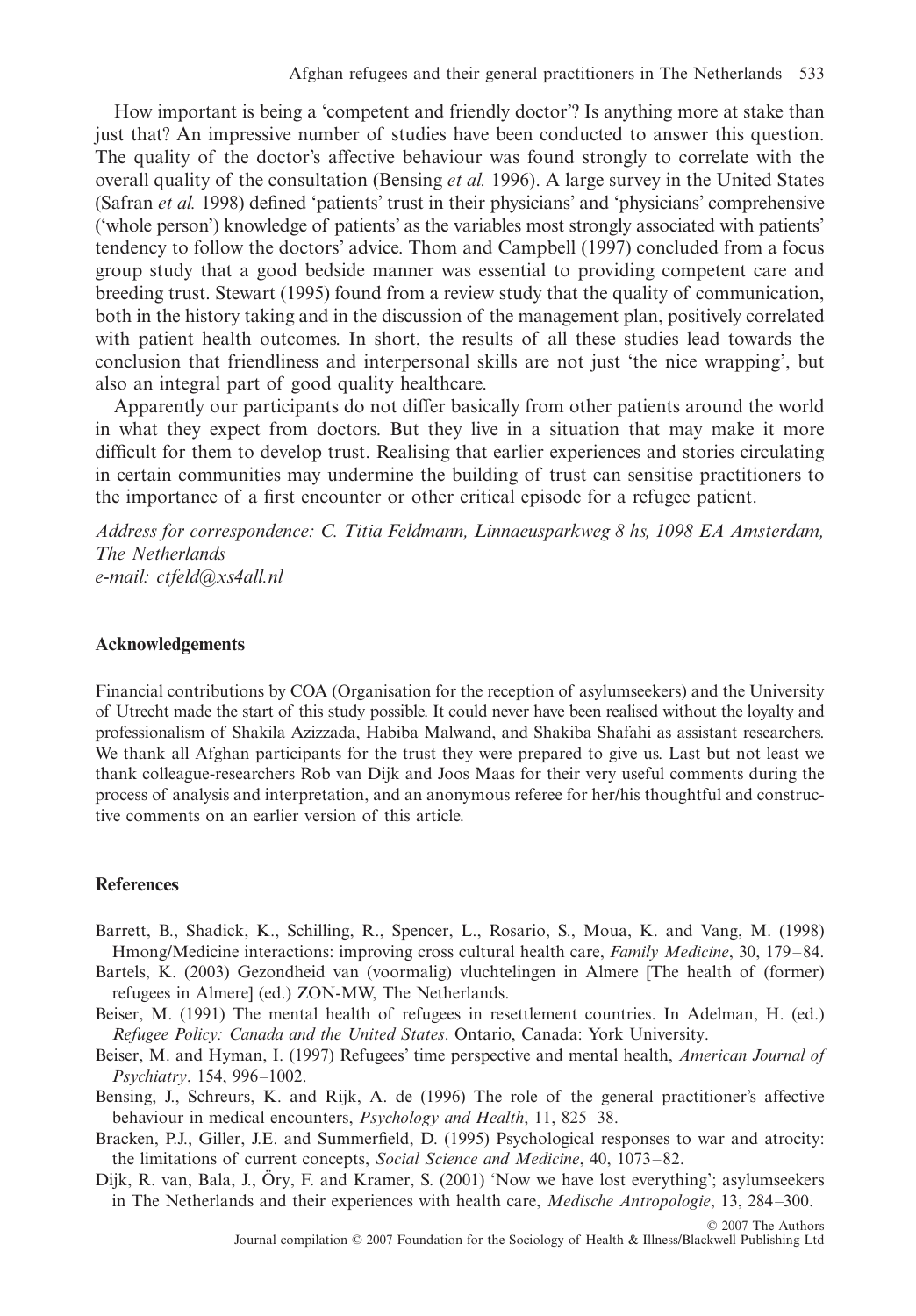How important is being a 'competent and friendly doctor'? Is anything more at stake than just that? An impressive number of studies have been conducted to answer this question. The quality of the doctor's affective behaviour was found strongly to correlate with the overall quality of the consultation (Bensing *et al.* 1996). A large survey in the United States (Safran *et al.* 1998) defined 'patients' trust in their physicians' and 'physicians' comprehensive ('whole person') knowledge of patients' as the variables most strongly associated with patients' tendency to follow the doctors' advice. Thom and Campbell (1997) concluded from a focus group study that a good bedside manner was essential to providing competent care and breeding trust. Stewart (1995) found from a review study that the quality of communication, both in the history taking and in the discussion of the management plan, positively correlated with patient health outcomes. In short, the results of all these studies lead towards the conclusion that friendliness and interpersonal skills are not just 'the nice wrapping', but also an integral part of good quality healthcare.

Apparently our participants do not differ basically from other patients around the world in what they expect from doctors. But they live in a situation that may make it more difficult for them to develop trust. Realising that earlier experiences and stories circulating in certain communities may undermine the building of trust can sensitise practitioners to the importance of a first encounter or other critical episode for a refugee patient.

*Address for correspondence: C. Titia Feldmann, Linnaeusparkweg 8 hs, 1098 EA Amsterdam, The Netherlands*
*e-mail: ctfeld@xs4all.nl*

## Acknowledgements

Financial contributions by COA (Organisation for the reception of asylumseekers) and the University of Utrecht made the start of this study possible. It could never have been realised without the loyalty and professionalism of Shakila Azizzada, Habiba Malwand, and Shakiba Shafahi as assistant researchers. We thank all Afghan participants for the trust they were prepared to give us. Last but not least we thank colleague-researchers Rob van Dijk and Joos Maas for their very useful comments during the process of analysis and interpretation, and an anonymous referee for her/his thoughtful and constructive comments on an earlier version of this article.

## References

Barrett, B., Shadick, K., Schilling, R., Spencer, L., Rosario, S., Moua, K. and Vang, M. (1998) Hmong/Medicine interactions: improving cross cultural health care, *Family Medicine*, 30, 179–84.

Bartels, K. (2003) Gezondheid van (voormalig) vluchtelingen in Almere [The health of (former) refugees in Almere] (ed.) ZON-MW, The Netherlands.

Beiser, M. (1991) The mental health of refugees in resettlement countries. In Adelman, H. (ed.) *Refugee Policy: Canada and the United States*. Ontario, Canada: York University.

Beiser, M. and Hyman, I. (1997) Refugees' time perspective and mental health, *American Journal of Psychiatry*, 154, 996–1002.

Bensing, J., Schreurs, K. and Rijk, A. de (1996) The role of the general practitioner's affective behaviour in medical encounters, *Psychology and Health*, 11, 825–38.

Bracken, P.J., Giller, J.E. and Summerfield, D. (1995) Psychological responses to war and atrocity: the limitations of current concepts, *Social Science and Medicine*, 40, 1073–82.

Dijk, R. van, Bala, J., Öry, F. and Kramer, S. (2001) 'Now we have lost everything'; asylumseekers in The Netherlands and their experiences with health care, *Medische Antropologie*, 13, 284–300.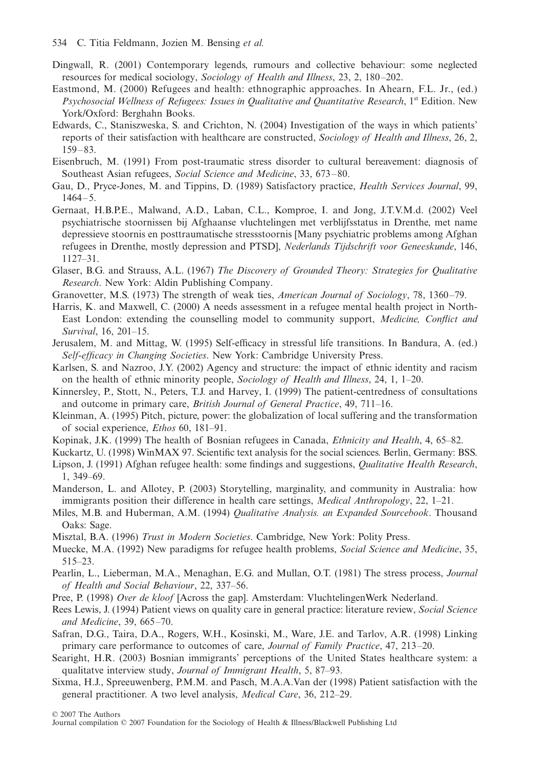Dingwall, R. (2001) Contemporary legends, rumours and collective behaviour: some neglected resources for medical sociology, *Sociology of Health and Illness*, 23, 2, 180–202.

Eastmond, M. (2000) Refugees and health: ethnographic approaches. In Ahearn, F.L. Jr., (ed.) *Psychosocial Wellness of Refugees: Issues in Qualitative and Quantitative Research*, 1st Edition. New York/Oxford: Berghahn Books.

Edwards, C., Staniszweska, S. and Crichton, N. (2004) Investigation of the ways in which patients' reports of their satisfaction with healthcare are constructed, *Sociology of Health and Illness*, 26, 2, 159–83.

Eisenbruch, M. (1991) From post-traumatic stress disorder to cultural bereavement: diagnosis of Southeast Asian refugees, *Social Science and Medicine*, 33, 673–80.

Gau, D., Pryce-Jones, M. and Tippins, D. (1989) Satisfactory practice, *Health Services Journal*, 99, 1464–5.

Gernaat, H.B.P.E., Malwand, A.D., Laban, C.L., Komproe, I. and Jong, J.T.V.M.d. (2002) Veel psychiatrische stoornissen bij Afghaanse vluchtelingen met verblijfsstatus in Drenthe, met name depressieve stoornis en posttraumatische stressstoornis [Many psychiatric problems among Afghan refugees in Drenthe, mostly depression and PTSD], *Nederlands Tijdschrift voor Geneeskunde*, 146, 1127–31.

Glaser, B.G. and Strauss, A.L. (1967) *The Discovery of Grounded Theory: Strategies for Qualitative Research*. New York: Aldin Publishing Company.

Granovetter, M.S. (1973) The strength of weak ties, *American Journal of Sociology*, 78, 1360–79.

Harris, K. and Maxwell, C. (2000) A needs assessment in a refugee mental health project in North-East London: extending the counselling model to community support, *Medicine, Conflict and Survival*, 16, 201–15.

Jerusalem, M. and Mittag, W. (1995) Self-efficacy in stressful life transitions. In Bandura, A. (ed.) *Self-efficacy in Changing Societies*. New York: Cambridge University Press.

Karlsen, S. and Nazroo, J.Y. (2002) Agency and structure: the impact of ethnic identity and racism on the health of ethnic minority people, *Sociology of Health and Illness*, 24, 1, 1–20.

Kinnersley, P., Stott, N., Peters, T.J. and Harvey, I. (1999) The patient-centredness of consultations and outcome in primary care, *British Journal of General Practice*, 49, 711–16.

Kleinman, A. (1995) Pitch, picture, power: the globalization of local suffering and the transformation of social experience, *Ethos* 60, 181–91.

Kopinak, J.K. (1999) The health of Bosnian refugees in Canada, *Ethnicity and Health*, 4, 65–82.

Kuckartz, U. (1998) WinMAX 97. Scientific text analysis for the social sciences. Berlin, Germany: BSS.

Lipson, J. (1991) Afghan refugee health: some findings and suggestions, *Qualitative Health Research*, 1, 349–69.

Manderson, L. and Allotey, P. (2003) Storytelling, marginality, and community in Australia: how immigrants position their difference in health care settings, *Medical Anthropology*, 22, 1–21.

Miles, M.B. and Huberman, A.M. (1994) *Qualitative Analysis. an Expanded Sourcebook*. Thousand Oaks: Sage.

Misztal, B.A. (1996) *Trust in Modern Societies*. Cambridge, New York: Polity Press.

Muecke, M.A. (1992) New paradigms for refugee health problems, *Social Science and Medicine*, 35, 515–23.

Pearlin, L., Lieberman, M.A., Menaghan, E.G. and Mullan, O.T. (1981) The stress process, *Journal of Health and Social Behaviour*, 22, 337–56.

Pree, P. (1998) *Over de kloof* [Across the gap]. Amsterdam: VluchtelingenWerk Nederland.

Rees Lewis, J. (1994) Patient views on quality care in general practice: literature review, *Social Science and Medicine*, 39, 665–70.

Safran, D.G., Taira, D.A., Rogers, W.H., Kosinski, M., Ware, J.E. and Tarlov, A.R. (1998) Linking primary care performance to outcomes of care, *Journal of Family Practice*, 47, 213–20.

Searight, H.R. (2003) Bosnian immigrants' perceptions of the United States healthcare system: a qualitatve interview study, *Journal of Immigrant Health*, 5, 87–93.

Sixma, H.J., Spreeuwenberg, P.M.M. and Pasch, M.A.A.Van der (1998) Patient satisfaction with the general practitioner. A two level analysis, *Medical Care*, 36, 212–29.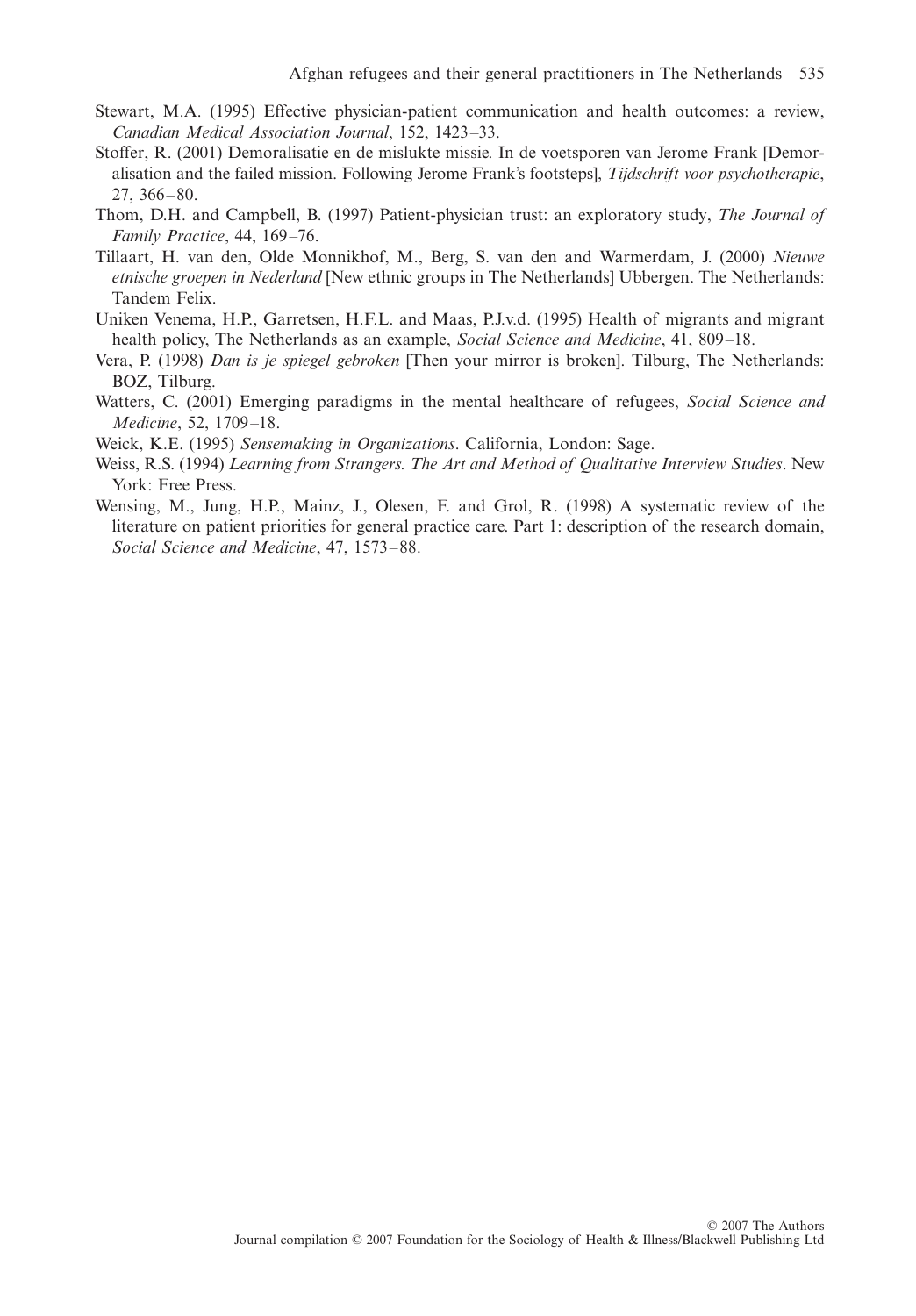Stewart, M.A. (1995) Effective physician-patient communication and health outcomes: a review, *Canadian Medical Association Journal*, 152, 1423–33.

Stoffer, R. (2001) Demoralisatie en de mislukte missie. In de voetsporen van Jerome Frank [Demoralisation and the failed mission. Following Jerome Frank's footsteps], *Tijdschrift voor psychotherapie*, 27, 366–80.

Thom, D.H. and Campbell, B. (1997) Patient-physician trust: an exploratory study, *The Journal of Family Practice*, 44, 169–76.

Tillaart, H. van den, Olde Monnikhof, M., Berg, S. van den and Warmerdam, J. (2000) *Nieuwe etnische groepen in Nederland* [New ethnic groups in The Netherlands] Ubbergen. The Netherlands: Tandem Felix.

Uniken Venema, H.P., Garretsen, H.F.L. and Maas, P.J.v.d. (1995) Health of migrants and migrant health policy, The Netherlands as an example, *Social Science and Medicine*, 41, 809–18.

Vera, P. (1998) *Dan is je spiegel gebroken* [Then your mirror is broken]. Tilburg, The Netherlands: BOZ, Tilburg.

Watters, C. (2001) Emerging paradigms in the mental healthcare of refugees, *Social Science and Medicine*, 52, 1709–18.

Weick, K.E. (1995) *Sensemaking in Organizations*. California, London: Sage.

Weiss, R.S. (1994) *Learning from Strangers. The Art and Method of Qualitative Interview Studies*. New York: Free Press.

Wensing, M., Jung, H.P., Mainz, J., Olesen, F. and Grol, R. (1998) A systematic review of the literature on patient priorities for general practice care. Part 1: description of the research domain, *Social Science and Medicine*, 47, 1573–88.